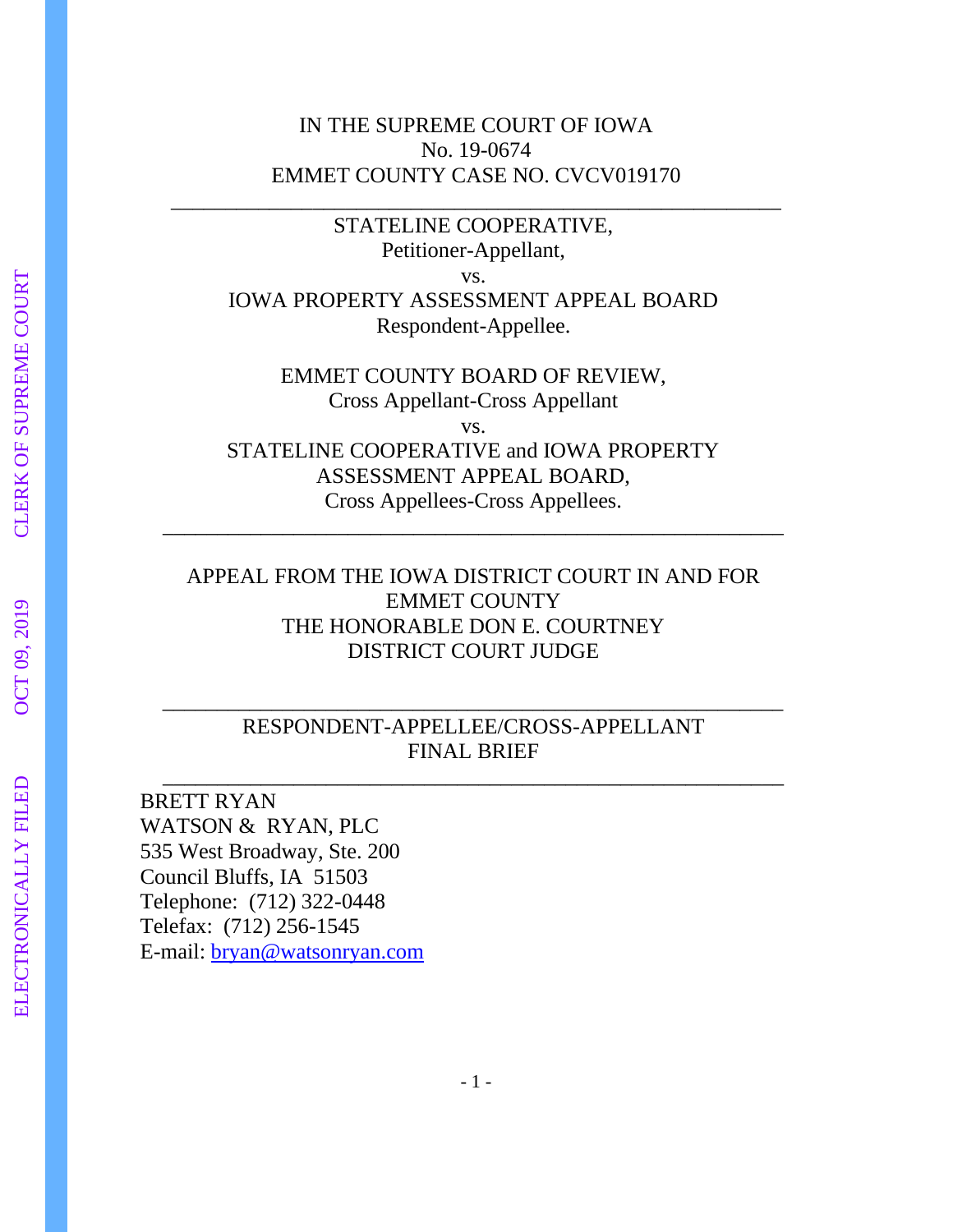IN THE SUPREME COURT OF IOWA
No. 19-0674
EMMET COUNTY CASE NO. CVCV019170

---

STATELINE COOPERATIVE,
Petitioner-Appellant,
vs.
IOWA PROPERTY ASSESSMENT APPEAL BOARD
Respondent-Appellee.

EMMET COUNTY BOARD OF REVIEW,
Cross Appellant-Cross Appellant
vs.
STATELINE COOPERATIVE and IOWA PROPERTY ASSESSMENT APPEAL BOARD,
Cross Appellees-Cross Appellees.

---

APPEAL FROM THE IOWA DISTRICT COURT IN AND FOR EMMET COUNTY
THE HONORABLE DON E. COURTNEY
DISTRICT COURT JUDGE

---

RESPONDENT-APPELLEE/CROSS-APPELLANT
FINAL BRIEF

---

BRETT RYAN
WATSON & RYAN, PLC
535 West Broadway, Ste. 200
Council Bluffs, IA 51503
Telephone: (712) 322-0448
Telefax: (712) 256-1545
E-mail: bryan@watsonryan.com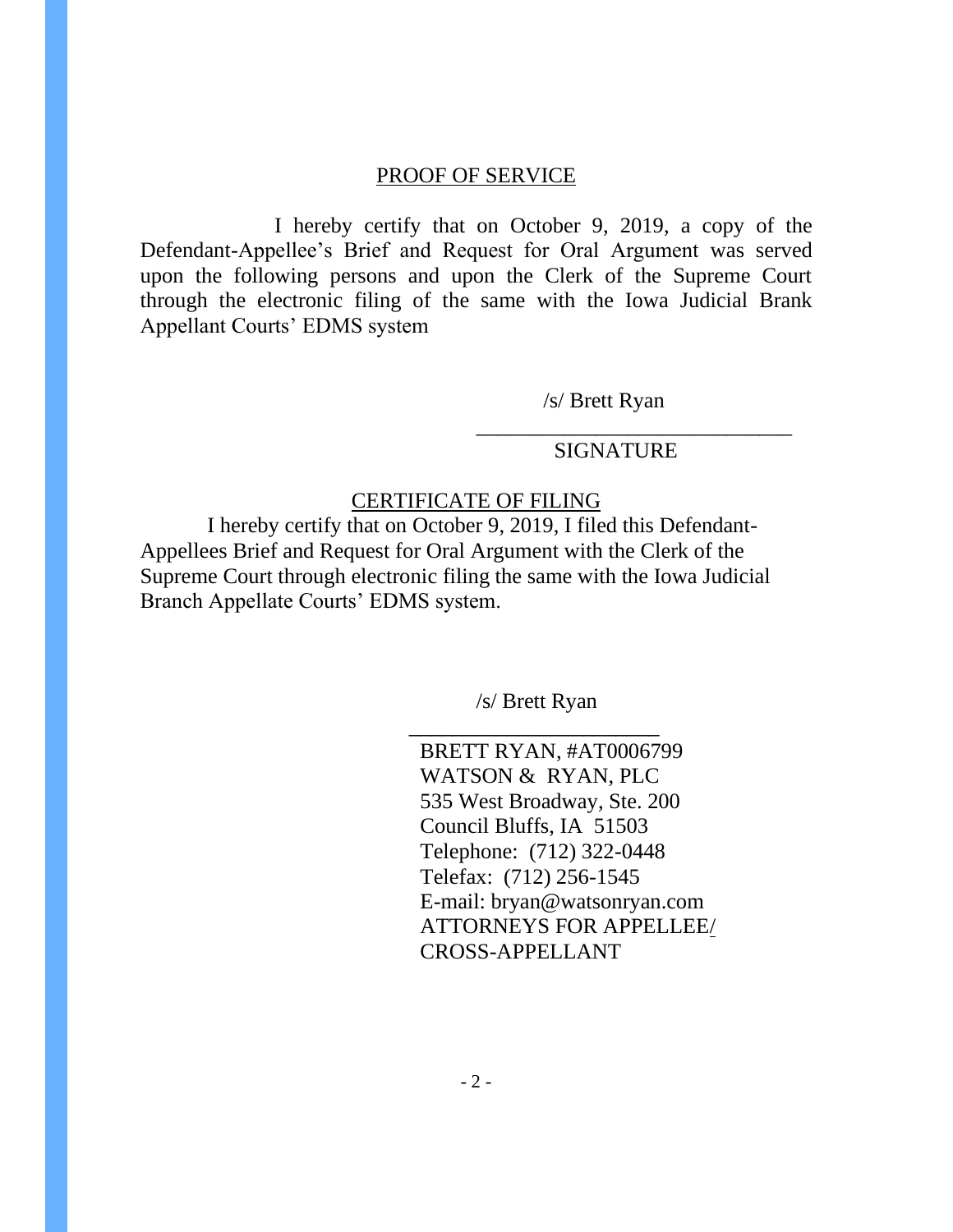PROOF OF SERVICE

I hereby certify that on October 9, 2019, a copy of the Defendant-Appellee's Brief and Request for Oral Argument was served upon the following persons and upon the Clerk of the Supreme Court through the electronic filing of the same with the Iowa Judicial Brank Appellant Courts' EDMS system

/s/ Brett Ryan

______________________________
SIGNATURE

CERTIFICATE OF FILING

I hereby certify that on October 9, 2019, I filed this Defendant-Appellees Brief and Request for Oral Argument with the Clerk of the Supreme Court through electronic filing the same with the Iowa Judicial Branch Appellate Courts' EDMS system.

/s/ Brett Ryan

________________________
BRETT RYAN, #AT0006799
WATSON & RYAN, PLC
535 West Broadway, Ste. 200
Council Bluffs, IA 51503
Telephone: (712) 322-0448
Telefax: (712) 256-1545
E-mail: bryan@watsonryan.com
ATTORNEYS FOR APPELLEE/
CROSS-APPELLANT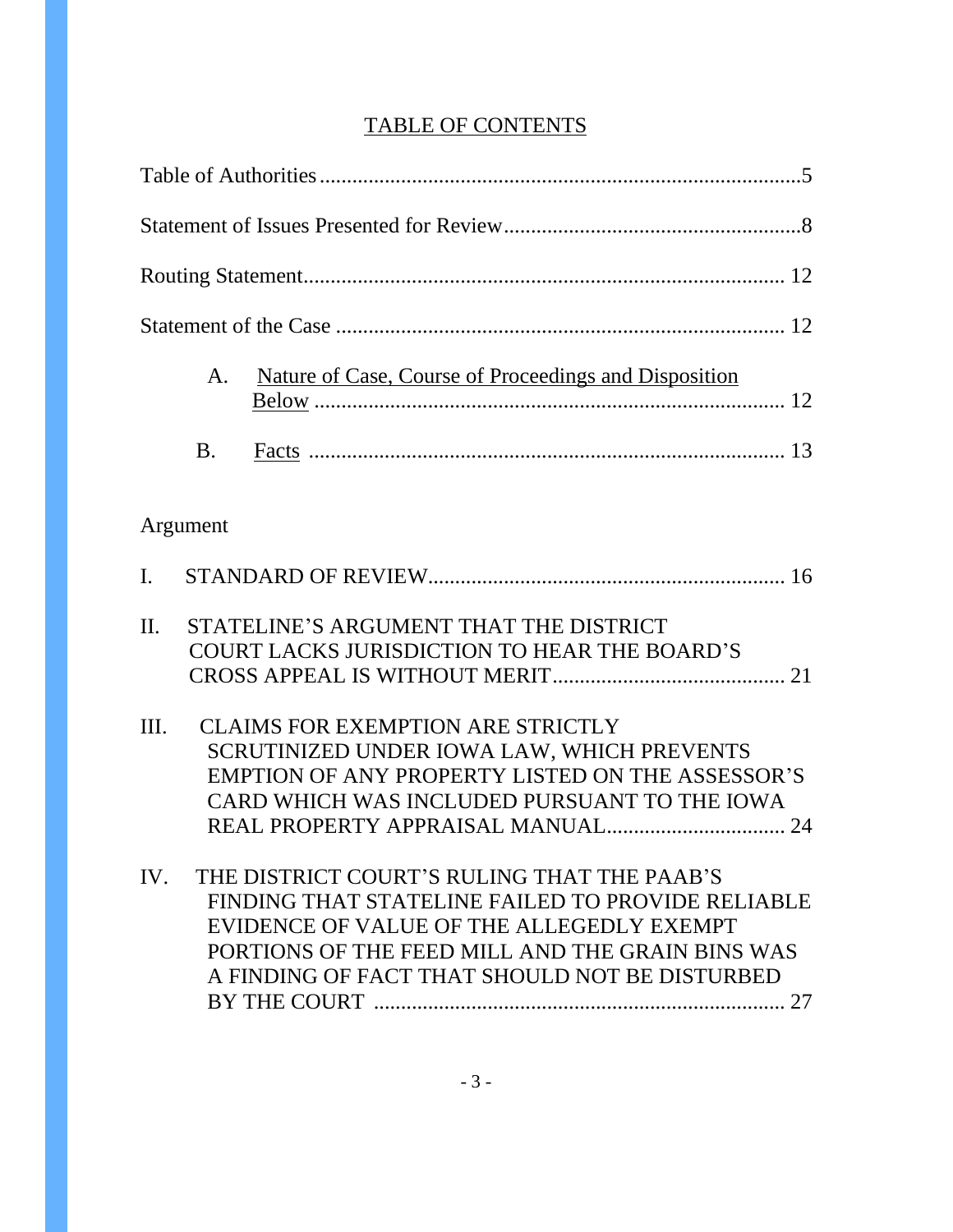# TABLE OF CONTENTS

Table of Authorities .......................................................................................... 5

Statement of Issues Presented for Review ........................................................ 8

Routing Statement ............................................................................................ 12

Statement of the Case ...................................................................................... 12

A. Nature of Case, Course of Proceedings and Disposition Below ........................................................................................ 12

B. Facts ........................................................................................ 13

Argument

I. STANDARD OF REVIEW ........................................................................ 16

II. STATELINE'S ARGUMENT THAT THE DISTRICT COURT LACKS JURISDICTION TO HEAR THE BOARD'S CROSS APPEAL IS WITHOUT MERIT .................................................. 21

III. CLAIMS FOR EXEMPTION ARE STRICTLY SCRUTINIZED UNDER IOWA LAW, WHICH PREVENTS EMPTION OF ANY PROPERTY LISTED ON THE ASSESSOR'S CARD WHICH WAS INCLUDED PURSUANT TO THE IOWA REAL PROPERTY APPRAISAL MANUAL ....................................... 24

IV. THE DISTRICT COURT'S RULING THAT THE PAAB'S FINDING THAT STATELINE FAILED TO PROVIDE RELIABLE EVIDENCE OF VALUE OF THE ALLEGEDLY EXEMPT PORTIONS OF THE FEED MILL AND THE GRAIN BINS WAS A FINDING OF FACT THAT SHOULD NOT BE DISTURBED BY THE COURT ................................................................................ 27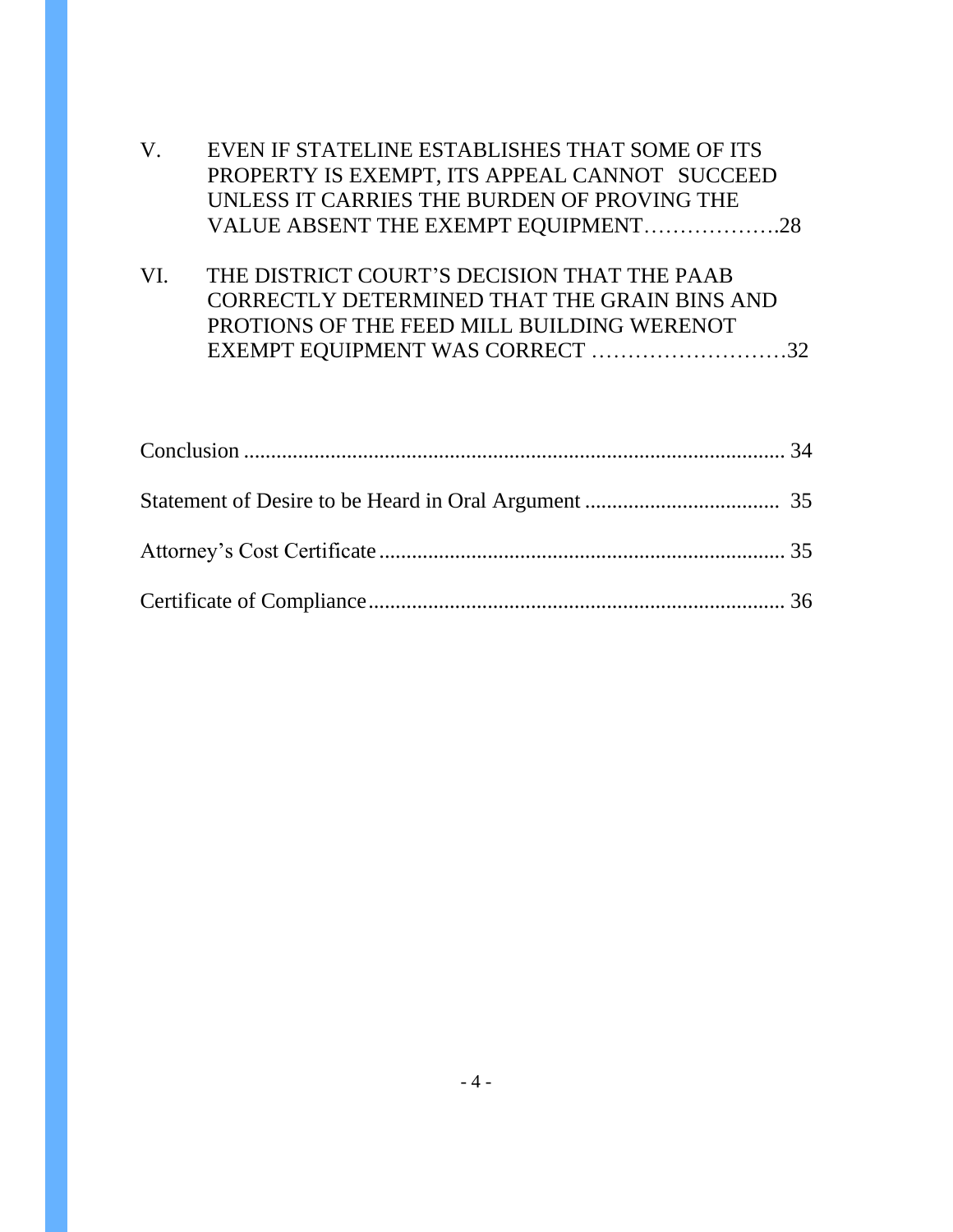V. EVEN IF STATELINE ESTABLISHES THAT SOME OF ITS PROPERTY IS EXEMPT, ITS APPEAL CANNOT SUCCEED UNLESS IT CARRIES THE BURDEN OF PROVING THE VALUE ABSENT THE EXEMPT EQUIPMENT……………….28

VI. THE DISTRICT COURT'S DECISION THAT THE PAAB CORRECTLY DETERMINED THAT THE GRAIN BINS AND PROTIONS OF THE FEED MILL BUILDING WERENOT EXEMPT EQUIPMENT WAS CORRECT ………………………32

Conclusion .................................................................................................... 34

Statement of Desire to be Heard in Oral Argument ................................... 35

Attorney's Cost Certificate .......................................................................... 35

Certificate of Compliance............................................................................ 36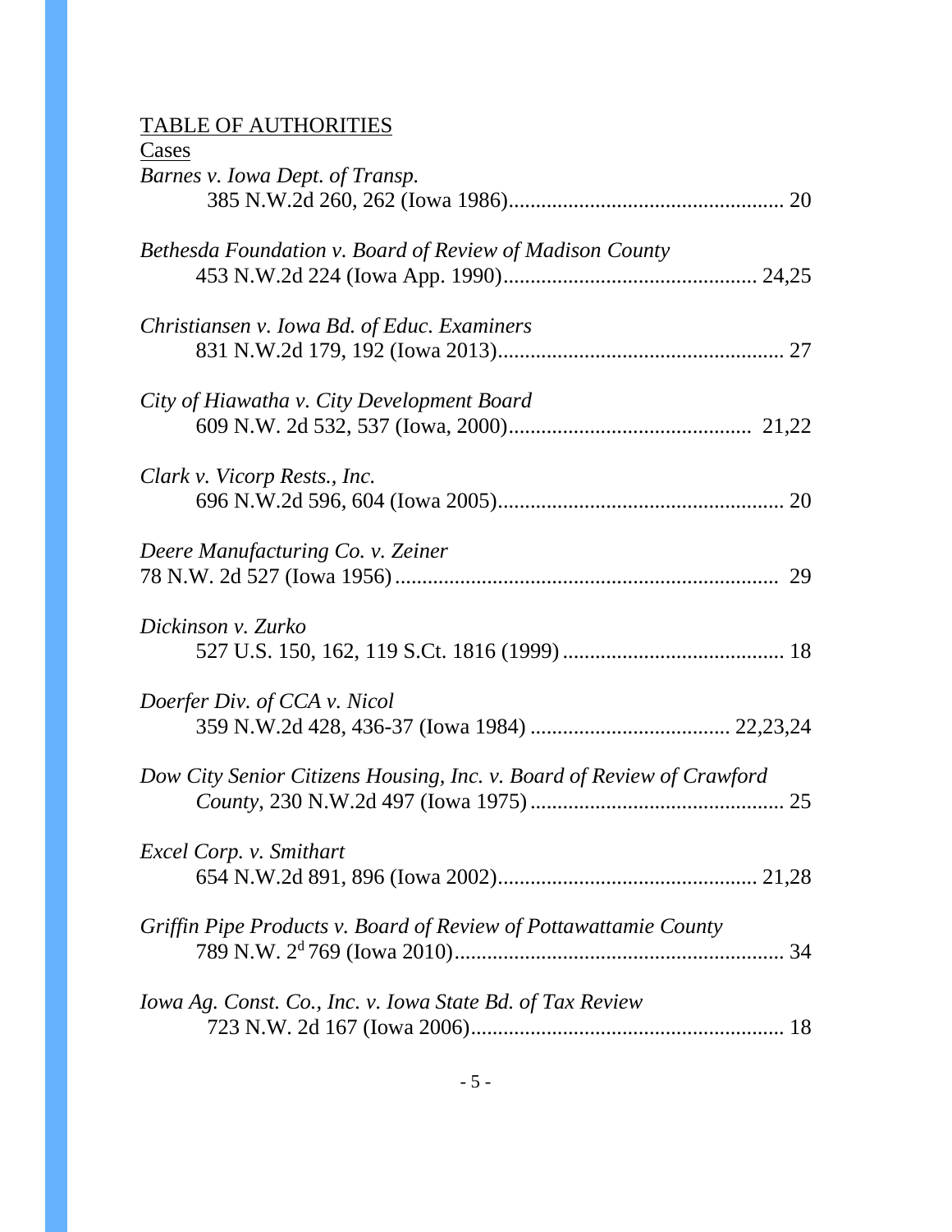TABLE OF AUTHORITIES

Cases

*Barnes v. Iowa Dept. of Transp.*
385 N.W.2d 260, 262 (Iowa 1986)................................................... 20

*Bethesda Foundation v. Board of Review of Madison County*
453 N.W.2d 224 (Iowa App. 1990)............................................... 24,25

*Christiansen v. Iowa Bd. of Educ. Examiners*
831 N.W.2d 179, 192 (Iowa 2013)..................................................... 27

*City of Hiawatha v. City Development Board*
609 N.W. 2d 532, 537 (Iowa, 2000)............................................. 21,22

*Clark v. Vicorp Rests., Inc.*
696 N.W.2d 596, 604 (Iowa 2005)..................................................... 20

*Deere Manufacturing Co. v. Zeiner*
78 N.W. 2d 527 (Iowa 1956)....................................................................... 29

*Dickinson v. Zurko*
527 U.S. 150, 162, 119 S.Ct. 1816 (1999)......................................... 18

*Doerfer Div. of CCA v. Nicol*
359 N.W.2d 428, 436-37 (Iowa 1984) ..................................... 22,23,24

*Dow City Senior Citizens Housing, Inc. v. Board of Review of Crawford County,* 230 N.W.2d 497 (Iowa 1975)............................................... 25

*Excel Corp. v. Smithart*
654 N.W.2d 891, 896 (Iowa 2002)................................................ 21,28

*Griffin Pipe Products v. Board of Review of Pottawattamie County*
789 N.W. 2d 769 (Iowa 2010)............................................................. 34

*Iowa Ag. Const. Co., Inc. v. Iowa State Bd. of Tax Review*
723 N.W. 2d 167 (Iowa 2006).......................................................... 18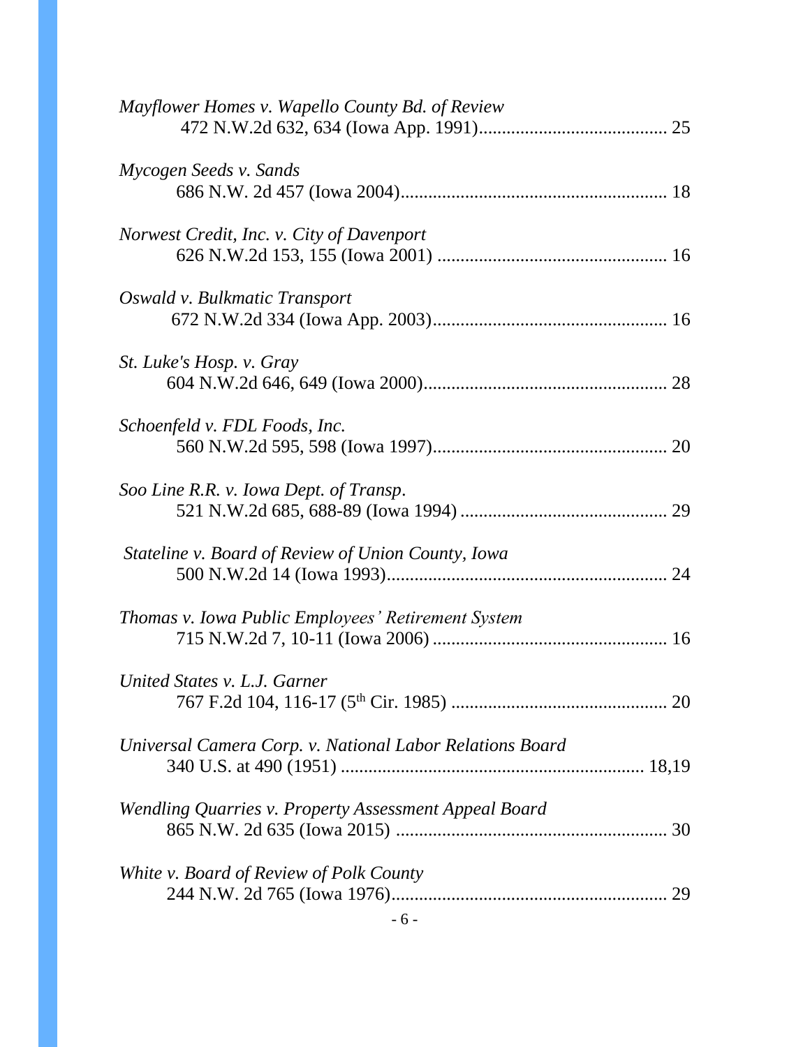*Mayflower Homes v. Wapello County Bd. of Review*
472 N.W.2d 632, 634 (Iowa App. 1991)........................................ 25

*Mycogen Seeds v. Sands*
686 N.W. 2d 457 (Iowa 2004)......................................................... 18

*Norwest Credit, Inc. v. City of Davenport*
626 N.W.2d 153, 155 (Iowa 2001) ................................................ 16

*Oswald v. Bulkmatic Transport*
672 N.W.2d 334 (Iowa App. 2003).................................................. 16

*St. Luke's Hosp. v. Gray*
604 N.W.2d 646, 649 (Iowa 2000).................................................... 28

*Schoenfeld v. FDL Foods, Inc.*
560 N.W.2d 595, 598 (Iowa 1997).................................................. 20

*Soo Line R.R. v. Iowa Dept. of Transp.*
521 N.W.2d 685, 688-89 (Iowa 1994) ............................................ 29

*Stateline v. Board of Review of Union County, Iowa*
500 N.W.2d 14 (Iowa 1993)............................................................ 24

*Thomas v. Iowa Public Employees' Retirement System*
715 N.W.2d 7, 10-11 (Iowa 2006) .................................................. 16

*United States v. L.J. Garner*
767 F.2d 104, 116-17 (5th Cir. 1985) ............................................... 20

*Universal Camera Corp. v. National Labor Relations Board*
340 U.S. at 490 (1951) ................................................................. 18,19

*Wendling Quarries v. Property Assessment Appeal Board*
865 N.W. 2d 635 (Iowa 2015) .......................................................... 30

*White v. Board of Review of Polk County*
244 N.W. 2d 765 (Iowa 1976)........................................................... 29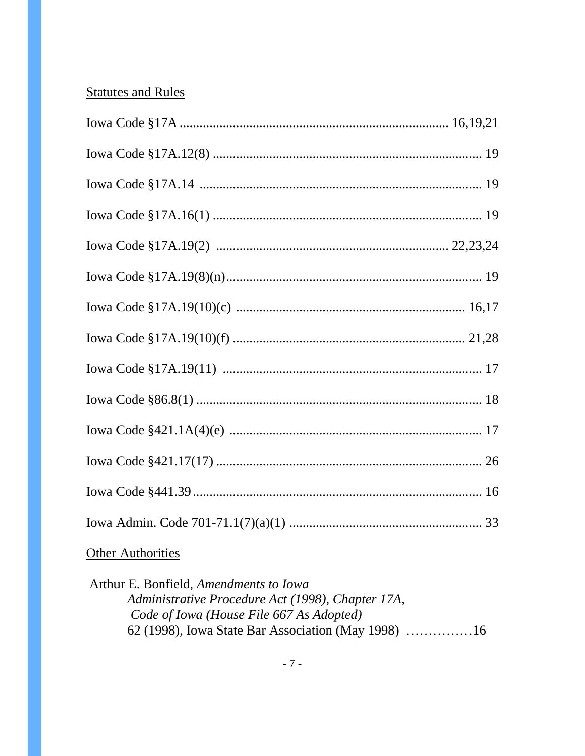Statutes and Rules

Iowa Code §17A ........................................................................................ 16,19,21

Iowa Code §17A.12(8) .................................................................................. 19

Iowa Code §17A.14 ..................................................................................... 19

Iowa Code §17A.16(1) .................................................................................. 19

Iowa Code §17A.19(2) ............................................................................. 22,23,24

Iowa Code §17A.19(8)(n).............................................................................. 19

Iowa Code §17A.19(10)(c) ......................................................................... 16,17

Iowa Code §17A.19(10)(f) .......................................................................... 21,28

Iowa Code §17A.19(11) ............................................................................... 17

Iowa Code §86.8(1) ..................................................................................... 18

Iowa Code §421.1A(4)(e) ............................................................................. 17

Iowa Code §421.17(17) ................................................................................ 26

Iowa Code §441.39 ....................................................................................... 16

Iowa Admin. Code 701-71.1(7)(a)(1) ........................................................... 33

Other Authorities

Arthur E. Bonfield, *Amendments to Iowa Administrative Procedure Act (1998), Chapter 17A, Code of Iowa (House File 667 As Adopted)* 62 (1998), Iowa State Bar Association (May 1998) ……………16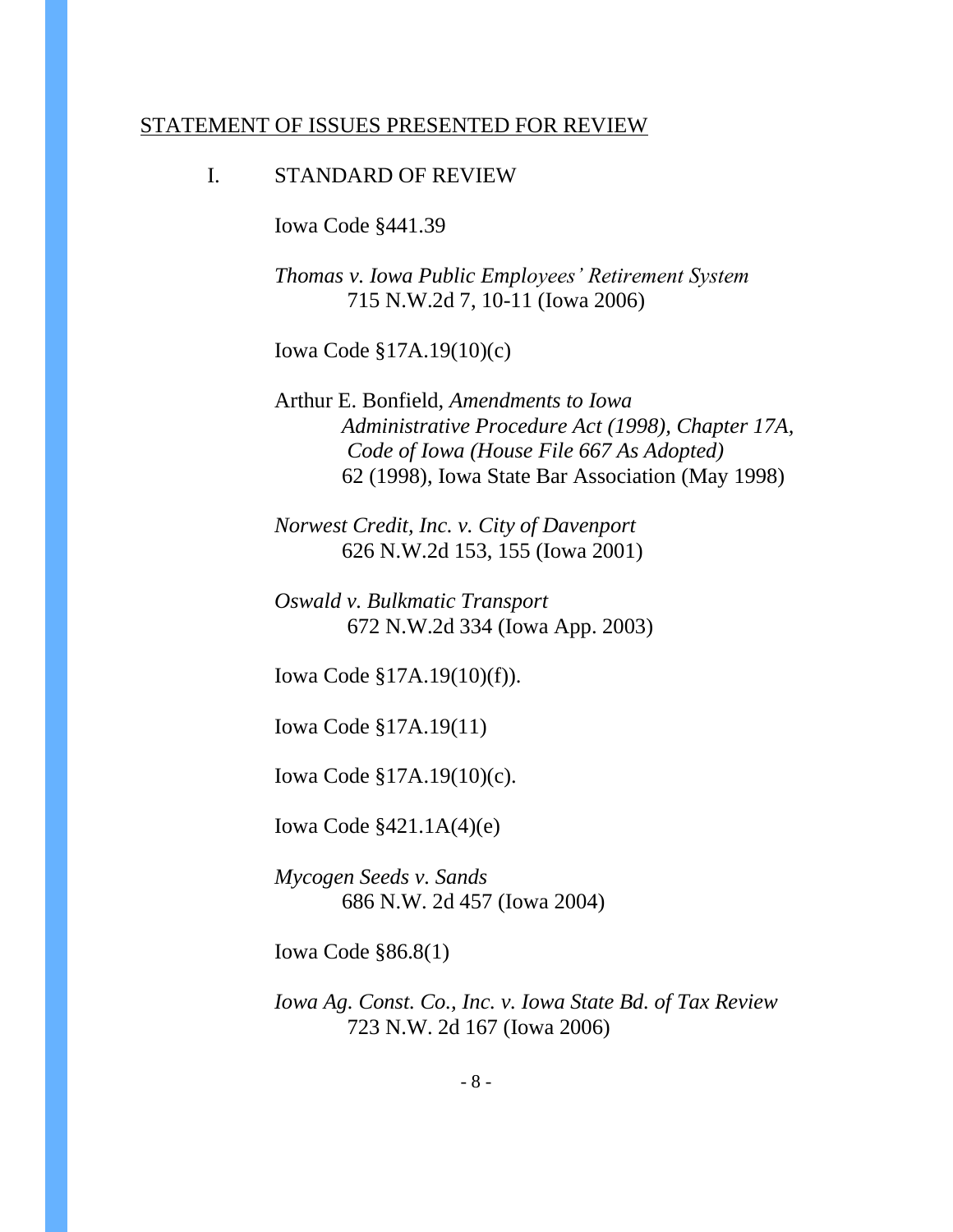<u>STATEMENT OF ISSUES PRESENTED FOR REVIEW</u>

I. STANDARD OF REVIEW

Iowa Code §441.39

*Thomas v. Iowa Public Employees' Retirement System*
715 N.W.2d 7, 10-11 (Iowa 2006)

Iowa Code §17A.19(10)(c)

Arthur E. Bonfield, *Amendments to Iowa Administrative Procedure Act (1998), Chapter 17A, Code of Iowa (House File 667 As Adopted)*
62 (1998), Iowa State Bar Association (May 1998)

*Norwest Credit, Inc. v. City of Davenport*
626 N.W.2d 153, 155 (Iowa 2001)

*Oswald v. Bulkmatic Transport*
672 N.W.2d 334 (Iowa App. 2003)

Iowa Code §17A.19(10)(f)).

Iowa Code §17A.19(11)

Iowa Code §17A.19(10)(c).

Iowa Code §421.1A(4)(e)

*Mycogen Seeds v. Sands*
686 N.W. 2d 457 (Iowa 2004)

Iowa Code §86.8(1)

*Iowa Ag. Const. Co., Inc. v. Iowa State Bd. of Tax Review*
723 N.W. 2d 167 (Iowa 2006)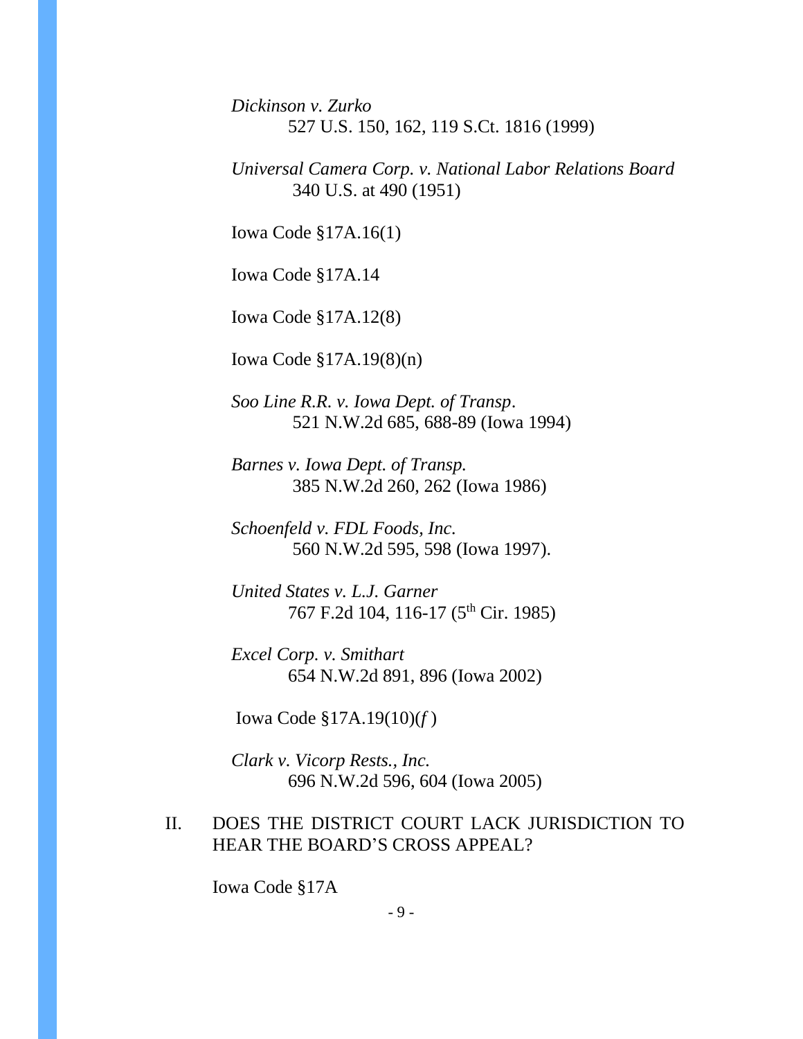*Dickinson v. Zurko*
527 U.S. 150, 162, 119 S.Ct. 1816 (1999)

*Universal Camera Corp. v. National Labor Relations Board*
340 U.S. at 490 (1951)

Iowa Code §17A.16(1)

Iowa Code §17A.14

Iowa Code §17A.12(8)

Iowa Code §17A.19(8)(n)

*Soo Line R.R. v. Iowa Dept. of Transp*.
521 N.W.2d 685, 688-89 (Iowa 1994)

*Barnes v. Iowa Dept. of Transp.*
385 N.W.2d 260, 262 (Iowa 1986)

*Schoenfeld v. FDL Foods, Inc.*
560 N.W.2d 595, 598 (Iowa 1997).

*United States v. L.J. Garner*
767 F.2d 104, 116-17 (5th Cir. 1985)

*Excel Corp. v. Smithart*
654 N.W.2d 891, 896 (Iowa 2002)

Iowa Code §17A.19(10)(*f*)

*Clark v. Vicorp Rests., Inc.*
696 N.W.2d 596, 604 (Iowa 2005)

II. DOES THE DISTRICT COURT LACK JURISDICTION TO HEAR THE BOARD'S CROSS APPEAL?

Iowa Code §17A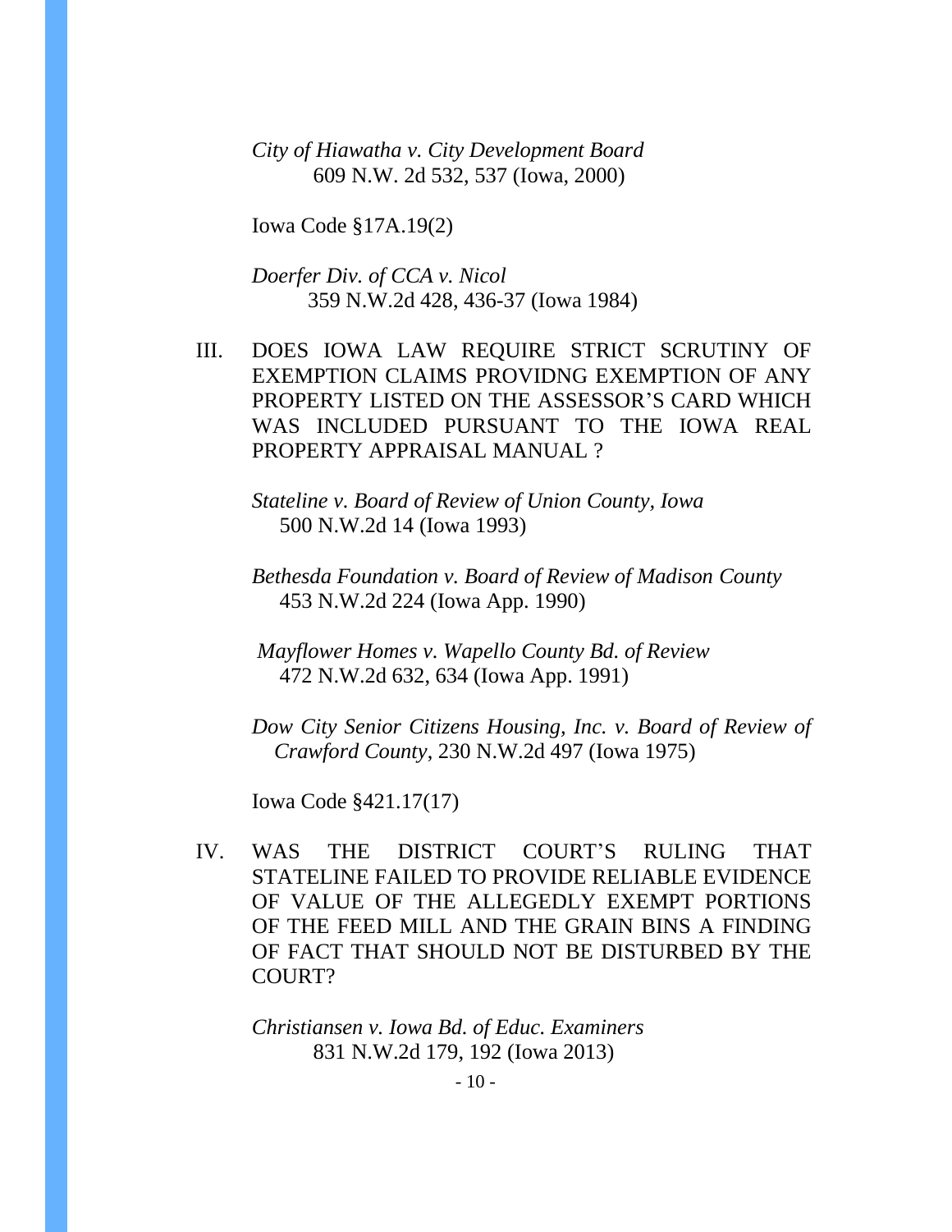*City of Hiawatha v. City Development Board*
609 N.W. 2d 532, 537 (Iowa, 2000)

Iowa Code §17A.19(2)

*Doerfer Div. of CCA v. Nicol*
359 N.W.2d 428, 436-37 (Iowa 1984)

III. DOES IOWA LAW REQUIRE STRICT SCRUTINY OF EXEMPTION CLAIMS PROVIDNG EXEMPTION OF ANY PROPERTY LISTED ON THE ASSESSOR'S CARD WHICH WAS INCLUDED PURSUANT TO THE IOWA REAL PROPERTY APPRAISAL MANUAL ?

*Stateline v. Board of Review of Union County, Iowa*
500 N.W.2d 14 (Iowa 1993)

*Bethesda Foundation v. Board of Review of Madison County*
453 N.W.2d 224 (Iowa App. 1990)

*Mayflower Homes v. Wapello County Bd. of Review*
472 N.W.2d 632, 634 (Iowa App. 1991)

*Dow City Senior Citizens Housing, Inc. v. Board of Review of Crawford County*, 230 N.W.2d 497 (Iowa 1975)

Iowa Code §421.17(17)

IV. WAS THE DISTRICT COURT'S RULING THAT STATELINE FAILED TO PROVIDE RELIABLE EVIDENCE OF VALUE OF THE ALLEGEDLY EXEMPT PORTIONS OF THE FEED MILL AND THE GRAIN BINS A FINDING OF FACT THAT SHOULD NOT BE DISTURBED BY THE COURT?

*Christiansen v. Iowa Bd. of Educ. Examiners*
831 N.W.2d 179, 192 (Iowa 2013)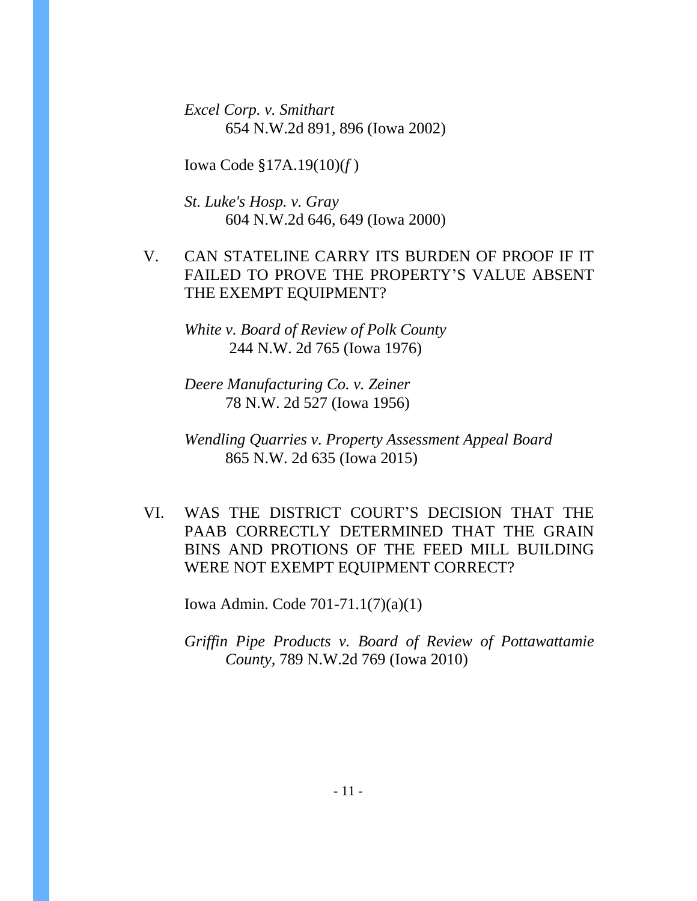*Excel Corp. v. Smithart*
654 N.W.2d 891, 896 (Iowa 2002)

Iowa Code §17A.19(10)(*f* )

*St. Luke's Hosp. v. Gray*
604 N.W.2d 646, 649 (Iowa 2000)

V. CAN STATELINE CARRY ITS BURDEN OF PROOF IF IT FAILED TO PROVE THE PROPERTY'S VALUE ABSENT THE EXEMPT EQUIPMENT?

*White v. Board of Review of Polk County*
244 N.W. 2d 765 (Iowa 1976)

*Deere Manufacturing Co. v. Zeiner*
78 N.W. 2d 527 (Iowa 1956)

*Wendling Quarries v. Property Assessment Appeal Board*
865 N.W. 2d 635 (Iowa 2015)

VI. WAS THE DISTRICT COURT'S DECISION THAT THE PAAB CORRECTLY DETERMINED THAT THE GRAIN BINS AND PROTIONS OF THE FEED MILL BUILDING WERE NOT EXEMPT EQUIPMENT CORRECT?

Iowa Admin. Code 701-71.1(7)(a)(1)

*Griffin Pipe Products v. Board of Review of Pottawattamie County,* 789 N.W.2d 769 (Iowa 2010)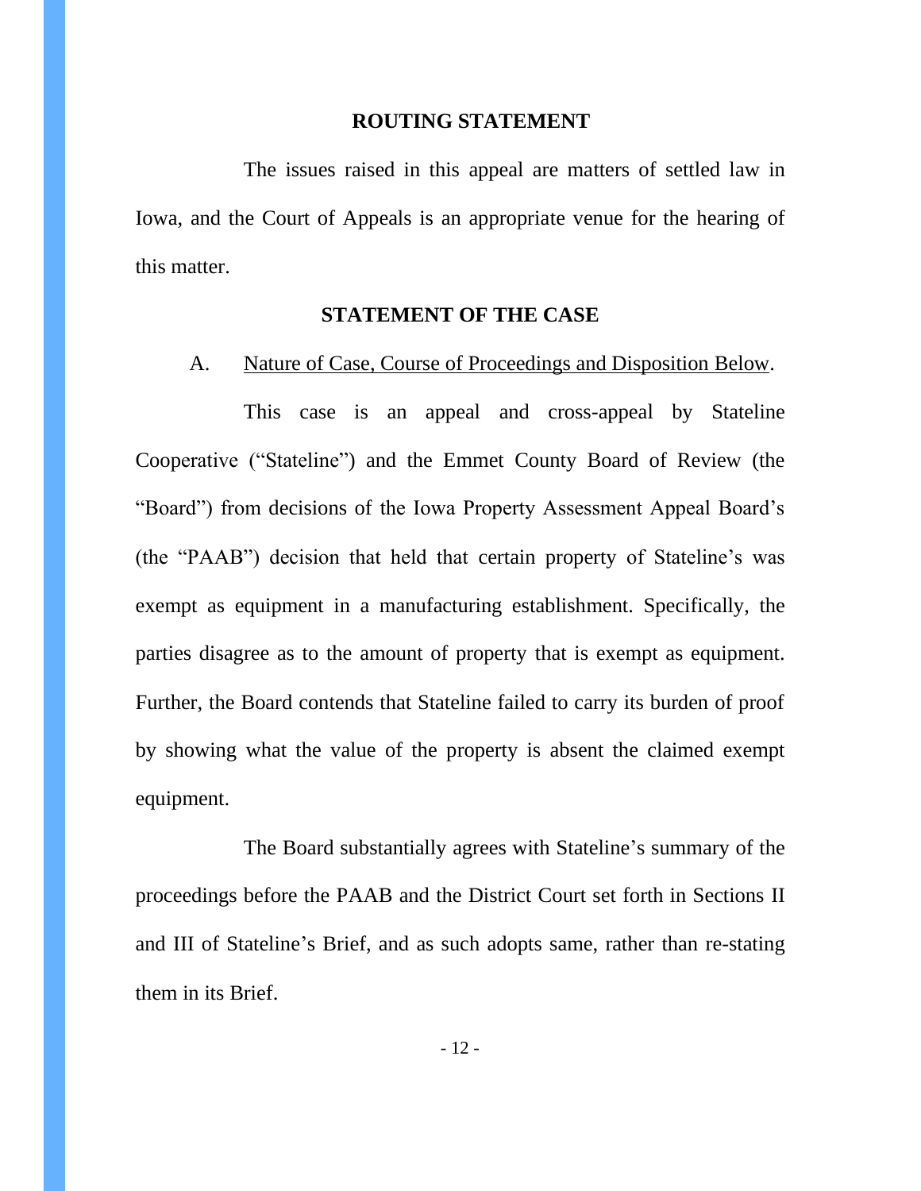## ROUTING STATEMENT

The issues raised in this appeal are matters of settled law in Iowa, and the Court of Appeals is an appropriate venue for the hearing of this matter.

## STATEMENT OF THE CASE

A. Nature of Case, Course of Proceedings and Disposition Below.

This case is an appeal and cross-appeal by Stateline Cooperative ("Stateline") and the Emmet County Board of Review (the "Board") from decisions of the Iowa Property Assessment Appeal Board's (the "PAAB") decision that held that certain property of Stateline's was exempt as equipment in a manufacturing establishment. Specifically, the parties disagree as to the amount of property that is exempt as equipment. Further, the Board contends that Stateline failed to carry its burden of proof by showing what the value of the property is absent the claimed exempt equipment.

The Board substantially agrees with Stateline's summary of the proceedings before the PAAB and the District Court set forth in Sections II and III of Stateline's Brief, and as such adopts same, rather than re-stating them in its Brief.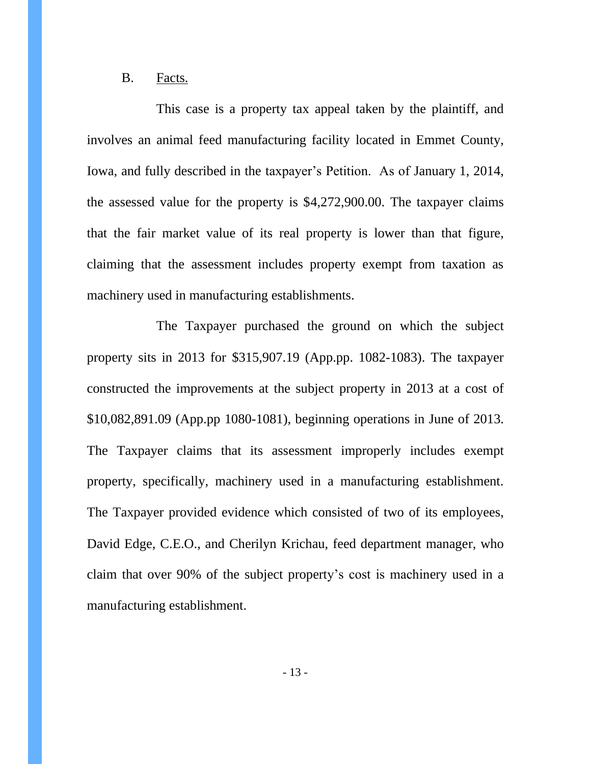B. Facts.

This case is a property tax appeal taken by the plaintiff, and involves an animal feed manufacturing facility located in Emmet County, Iowa, and fully described in the taxpayer's Petition. As of January 1, 2014, the assessed value for the property is $4,272,900.00. The taxpayer claims that the fair market value of its real property is lower than that figure, claiming that the assessment includes property exempt from taxation as machinery used in manufacturing establishments.

The Taxpayer purchased the ground on which the subject property sits in 2013 for $315,907.19 (App.pp. 1082-1083). The taxpayer constructed the improvements at the subject property in 2013 at a cost of $10,082,891.09 (App.pp 1080-1081), beginning operations in June of 2013. The Taxpayer claims that its assessment improperly includes exempt property, specifically, machinery used in a manufacturing establishment. The Taxpayer provided evidence which consisted of two of its employees, David Edge, C.E.O., and Cherilyn Krichau, feed department manager, who claim that over 90% of the subject property's cost is machinery used in a manufacturing establishment.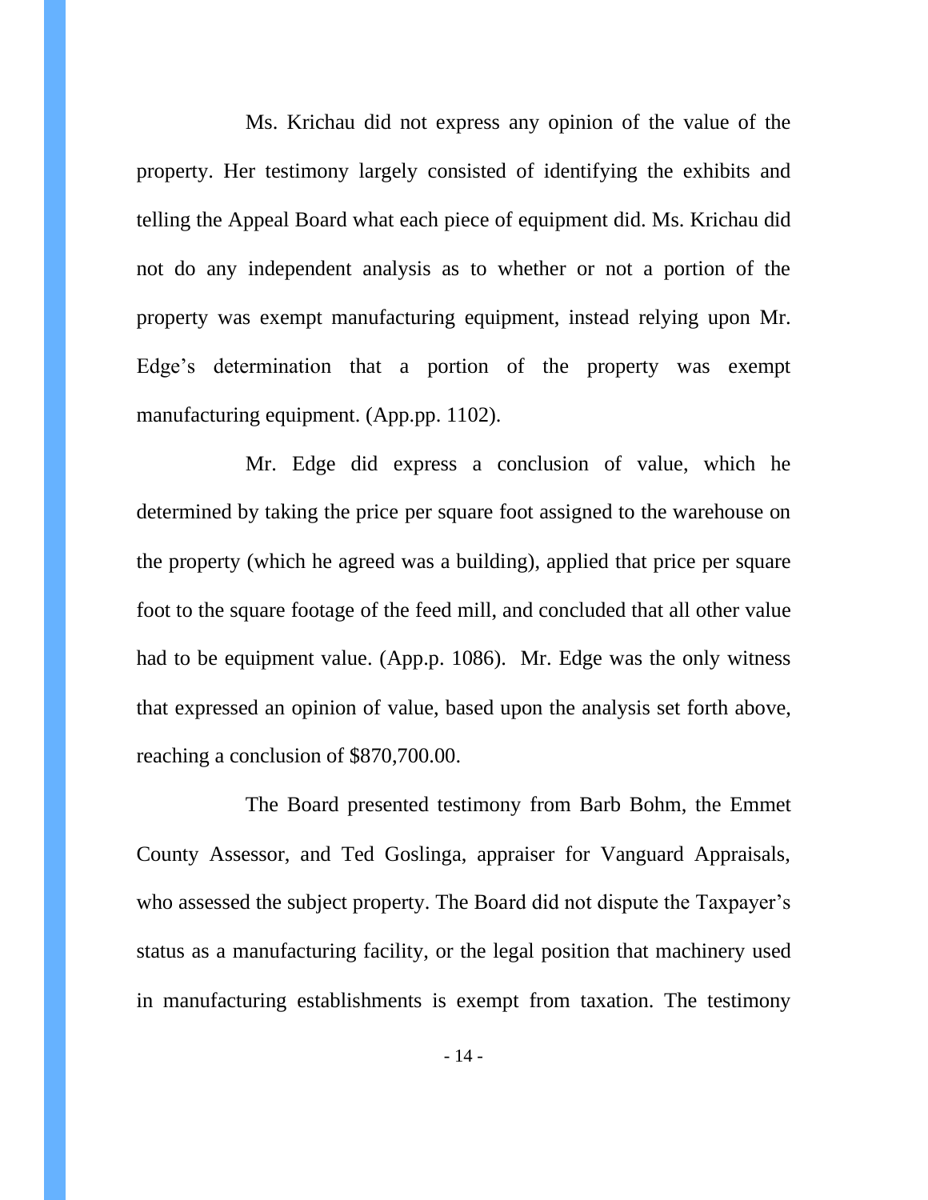Ms. Krichau did not express any opinion of the value of the property. Her testimony largely consisted of identifying the exhibits and telling the Appeal Board what each piece of equipment did. Ms. Krichau did not do any independent analysis as to whether or not a portion of the property was exempt manufacturing equipment, instead relying upon Mr. Edge's determination that a portion of the property was exempt manufacturing equipment. (App.pp. 1102).

Mr. Edge did express a conclusion of value, which he determined by taking the price per square foot assigned to the warehouse on the property (which he agreed was a building), applied that price per square foot to the square footage of the feed mill, and concluded that all other value had to be equipment value. (App.p. 1086). Mr. Edge was the only witness that expressed an opinion of value, based upon the analysis set forth above, reaching a conclusion of $870,700.00.

The Board presented testimony from Barb Bohm, the Emmet County Assessor, and Ted Goslinga, appraiser for Vanguard Appraisals, who assessed the subject property. The Board did not dispute the Taxpayer's status as a manufacturing facility, or the legal position that machinery used in manufacturing establishments is exempt from taxation. The testimony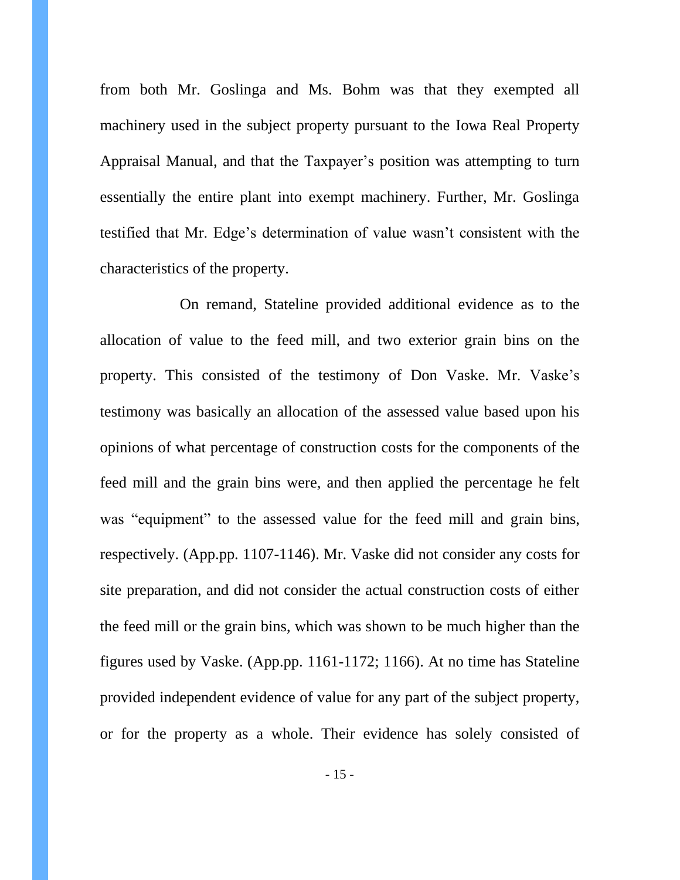from both Mr. Goslinga and Ms. Bohm was that they exempted all machinery used in the subject property pursuant to the Iowa Real Property Appraisal Manual, and that the Taxpayer's position was attempting to turn essentially the entire plant into exempt machinery. Further, Mr. Goslinga testified that Mr. Edge's determination of value wasn't consistent with the characteristics of the property.

On remand, Stateline provided additional evidence as to the allocation of value to the feed mill, and two exterior grain bins on the property. This consisted of the testimony of Don Vaske. Mr. Vaske's testimony was basically an allocation of the assessed value based upon his opinions of what percentage of construction costs for the components of the feed mill and the grain bins were, and then applied the percentage he felt was "equipment" to the assessed value for the feed mill and grain bins, respectively. (App.pp. 1107-1146). Mr. Vaske did not consider any costs for site preparation, and did not consider the actual construction costs of either the feed mill or the grain bins, which was shown to be much higher than the figures used by Vaske. (App.pp. 1161-1172; 1166). At no time has Stateline provided independent evidence of value for any part of the subject property, or for the property as a whole. Their evidence has solely consisted of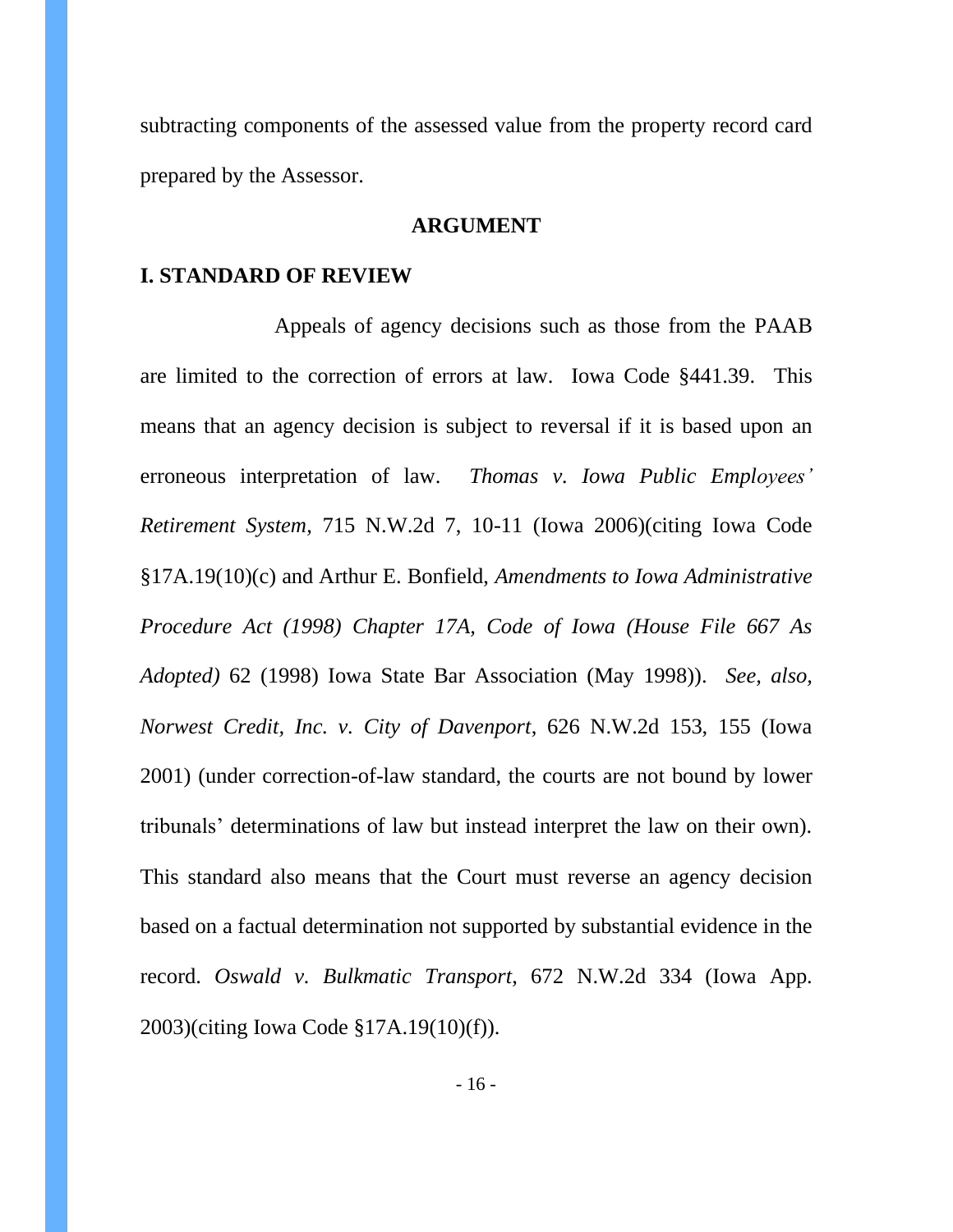subtracting components of the assessed value from the property record card prepared by the Assessor.

## ARGUMENT

### I. STANDARD OF REVIEW

Appeals of agency decisions such as those from the PAAB are limited to the correction of errors at law. Iowa Code §441.39. This means that an agency decision is subject to reversal if it is based upon an erroneous interpretation of law. *Thomas v. Iowa Public Employees' Retirement System*, 715 N.W.2d 7, 10-11 (Iowa 2006)(citing Iowa Code §17A.19(10)(c) and Arthur E. Bonfield, *Amendments to Iowa Administrative Procedure Act (1998) Chapter 17A, Code of Iowa (House File 667 As Adopted)* 62 (1998) Iowa State Bar Association (May 1998)). *See, also, Norwest Credit, Inc. v. City of Davenport*, 626 N.W.2d 153, 155 (Iowa 2001) (under correction-of-law standard, the courts are not bound by lower tribunals' determinations of law but instead interpret the law on their own). This standard also means that the Court must reverse an agency decision based on a factual determination not supported by substantial evidence in the record. *Oswald v. Bulkmatic Transport*, 672 N.W.2d 334 (Iowa App. 2003)(citing Iowa Code §17A.19(10)(f)).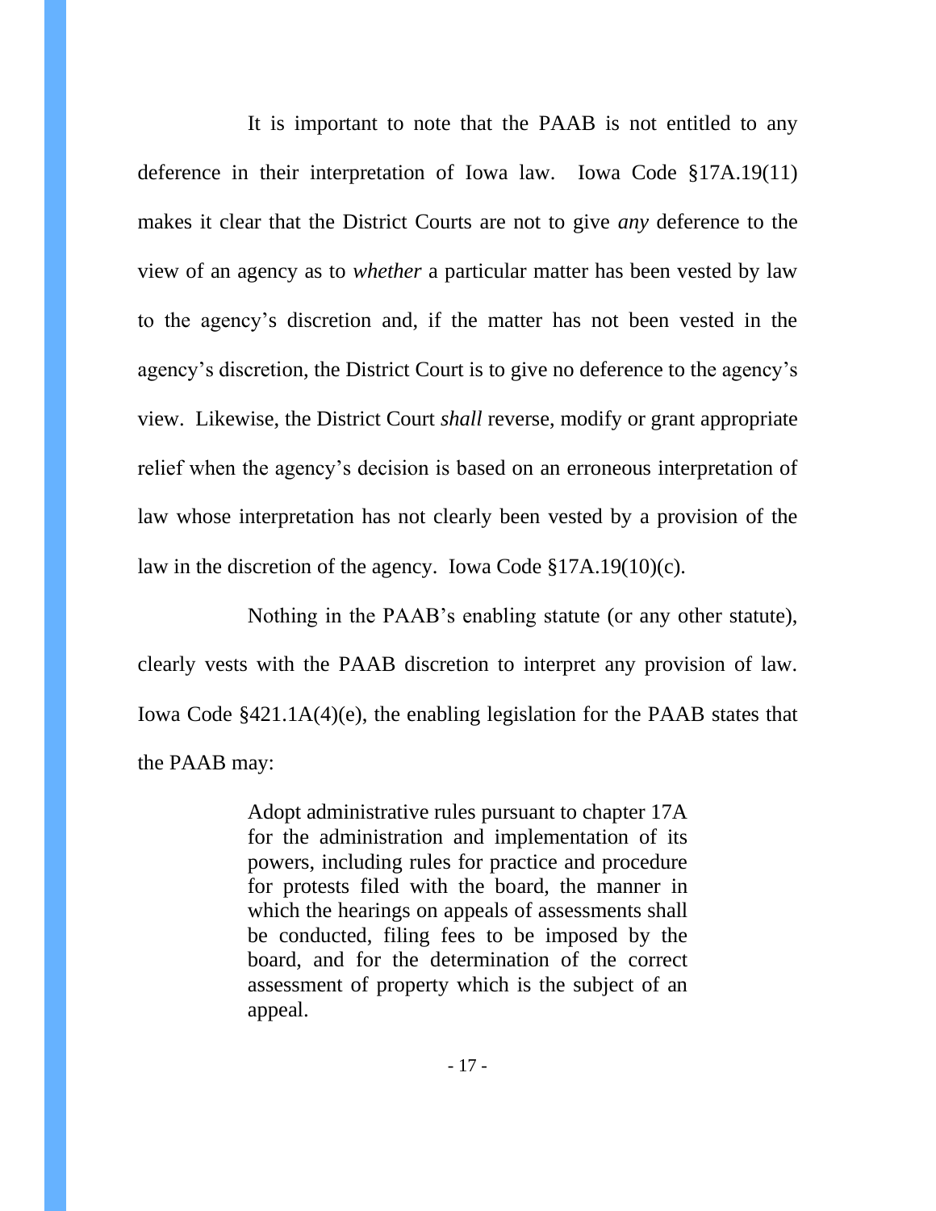It is important to note that the PAAB is not entitled to any deference in their interpretation of Iowa law. Iowa Code §17A.19(11) makes it clear that the District Courts are not to give *any* deference to the view of an agency as to *whether* a particular matter has been vested by law to the agency's discretion and, if the matter has not been vested in the agency's discretion, the District Court is to give no deference to the agency's view. Likewise, the District Court *shall* reverse, modify or grant appropriate relief when the agency's decision is based on an erroneous interpretation of law whose interpretation has not clearly been vested by a provision of the law in the discretion of the agency. Iowa Code §17A.19(10)(c).

Nothing in the PAAB's enabling statute (or any other statute), clearly vests with the PAAB discretion to interpret any provision of law. Iowa Code §421.1A(4)(e), the enabling legislation for the PAAB states that the PAAB may:

> Adopt administrative rules pursuant to chapter 17A for the administration and implementation of its powers, including rules for practice and procedure for protests filed with the board, the manner in which the hearings on appeals of assessments shall be conducted, filing fees to be imposed by the board, and for the determination of the correct assessment of property which is the subject of an appeal.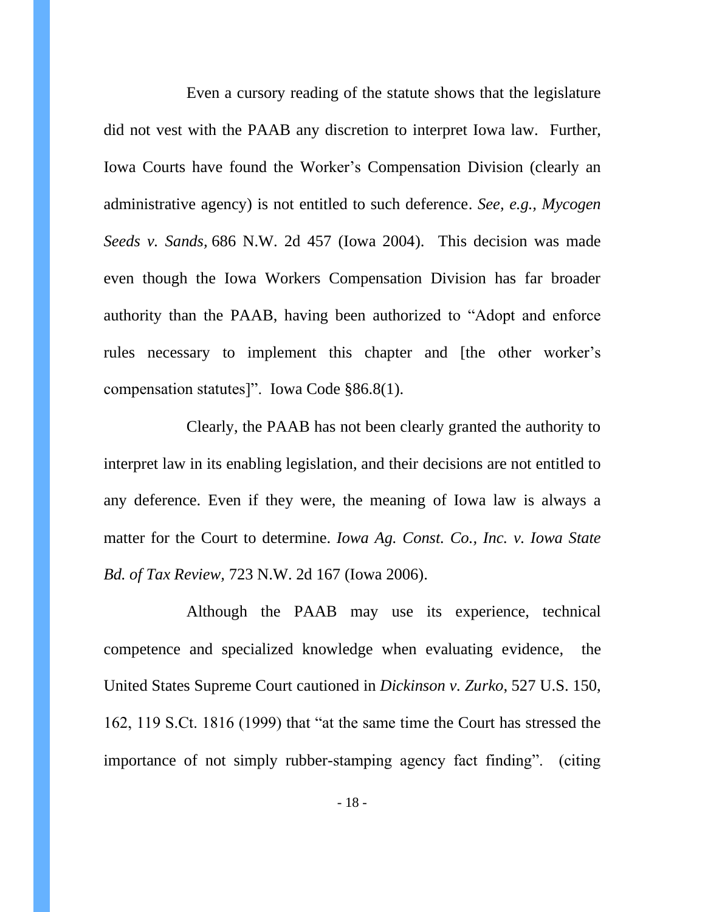Even a cursory reading of the statute shows that the legislature did not vest with the PAAB any discretion to interpret Iowa law. Further, Iowa Courts have found the Worker's Compensation Division (clearly an administrative agency) is not entitled to such deference. *See, e.g., Mycogen Seeds v. Sands,* 686 N.W. 2d 457 (Iowa 2004). This decision was made even though the Iowa Workers Compensation Division has far broader authority than the PAAB, having been authorized to "Adopt and enforce rules necessary to implement this chapter and [the other worker's compensation statutes]". Iowa Code §86.8(1).

Clearly, the PAAB has not been clearly granted the authority to interpret law in its enabling legislation, and their decisions are not entitled to any deference. Even if they were, the meaning of Iowa law is always a matter for the Court to determine. *Iowa Ag. Const. Co., Inc. v. Iowa State Bd. of Tax Review,* 723 N.W. 2d 167 (Iowa 2006).

Although the PAAB may use its experience, technical competence and specialized knowledge when evaluating evidence, the United States Supreme Court cautioned in *Dickinson v. Zurko,* 527 U.S. 150, 162, 119 S.Ct. 1816 (1999) that "at the same time the Court has stressed the importance of not simply rubber-stamping agency fact finding". (citing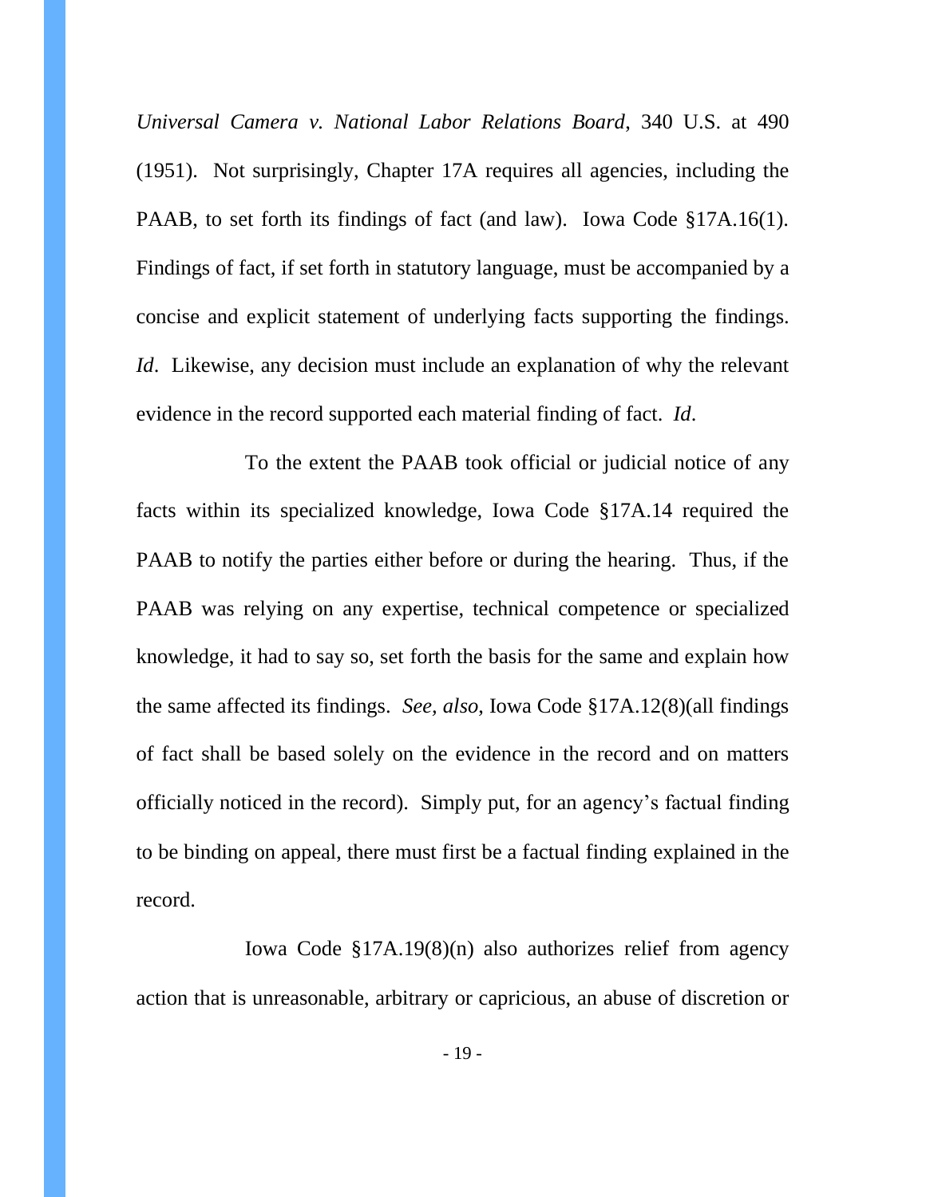*Universal Camera v. National Labor Relations Board*, 340 U.S. at 490 (1951). Not surprisingly, Chapter 17A requires all agencies, including the PAAB, to set forth its findings of fact (and law). Iowa Code §17A.16(1). Findings of fact, if set forth in statutory language, must be accompanied by a concise and explicit statement of underlying facts supporting the findings. *Id*. Likewise, any decision must include an explanation of why the relevant evidence in the record supported each material finding of fact. *Id*.

To the extent the PAAB took official or judicial notice of any facts within its specialized knowledge, Iowa Code §17A.14 required the PAAB to notify the parties either before or during the hearing. Thus, if the PAAB was relying on any expertise, technical competence or specialized knowledge, it had to say so, set forth the basis for the same and explain how the same affected its findings. *See, also,* Iowa Code §17A.12(8)(all findings of fact shall be based solely on the evidence in the record and on matters officially noticed in the record). Simply put, for an agency's factual finding to be binding on appeal, there must first be a factual finding explained in the record.

Iowa Code §17A.19(8)(n) also authorizes relief from agency action that is unreasonable, arbitrary or capricious, an abuse of discretion or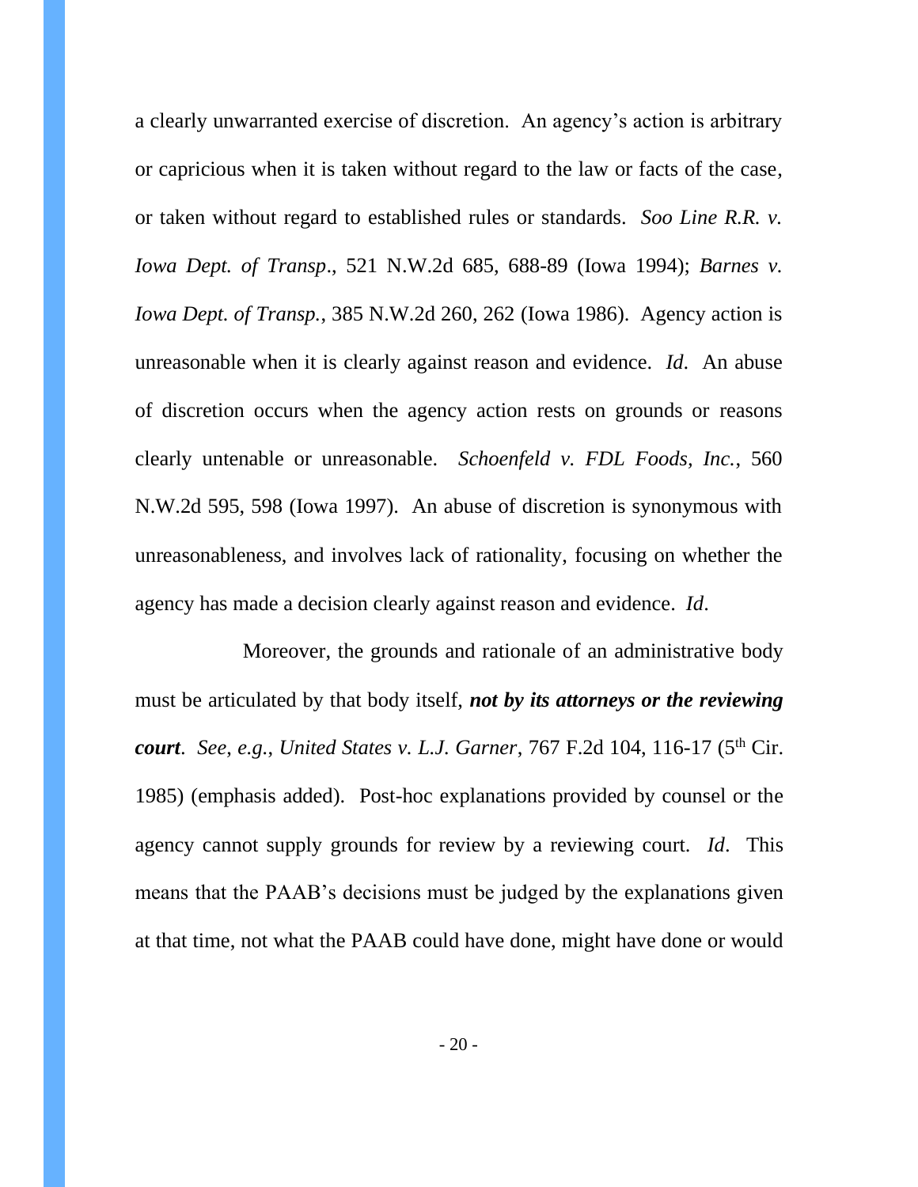a clearly unwarranted exercise of discretion. An agency's action is arbitrary or capricious when it is taken without regard to the law or facts of the case, or taken without regard to established rules or standards. *Soo Line R.R. v. Iowa Dept. of Transp*., 521 N.W.2d 685, 688-89 (Iowa 1994); *Barnes v. Iowa Dept. of Transp.*, 385 N.W.2d 260, 262 (Iowa 1986). Agency action is unreasonable when it is clearly against reason and evidence. *Id*. An abuse of discretion occurs when the agency action rests on grounds or reasons clearly untenable or unreasonable. *Schoenfeld v. FDL Foods, Inc.*, 560 N.W.2d 595, 598 (Iowa 1997). An abuse of discretion is synonymous with unreasonableness, and involves lack of rationality, focusing on whether the agency has made a decision clearly against reason and evidence. *Id*.

Moreover, the grounds and rationale of an administrative body must be articulated by that body itself, ***not by its attorneys or the reviewing court***. *See, e.g.*, *United States v. L.J. Garner*, 767 F.2d 104, 116-17 (5th Cir. 1985) (emphasis added). Post-hoc explanations provided by counsel or the agency cannot supply grounds for review by a reviewing court. *Id*. This means that the PAAB's decisions must be judged by the explanations given at that time, not what the PAAB could have done, might have done or would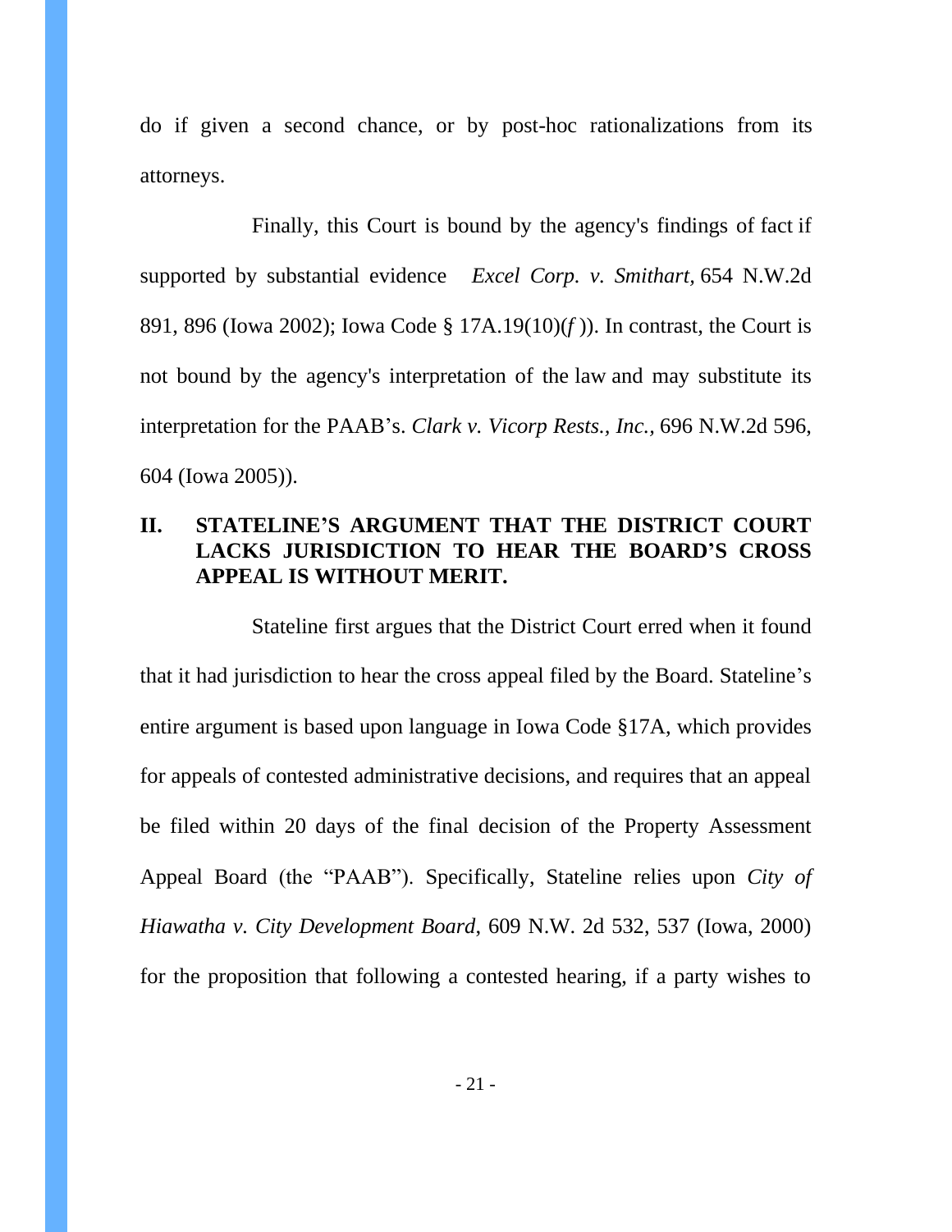do if given a second chance, or by post-hoc rationalizations from its attorneys.

Finally, this Court is bound by the agency's findings of fact if supported by substantial evidence *Excel Corp. v. Smithart,* 654 N.W.2d 891, 896 (Iowa 2002); Iowa Code § 17A.19(10)(*f* )). In contrast, the Court is not bound by the agency's interpretation of the law and may substitute its interpretation for the PAAB's. *Clark v. Vicorp Rests., Inc.*, 696 N.W.2d 596, 604 (Iowa 2005)).

## II. STATELINE'S ARGUMENT THAT THE DISTRICT COURT LACKS JURISDICTION TO HEAR THE BOARD'S CROSS APPEAL IS WITHOUT MERIT.

Stateline first argues that the District Court erred when it found that it had jurisdiction to hear the cross appeal filed by the Board. Stateline's entire argument is based upon language in Iowa Code §17A, which provides for appeals of contested administrative decisions, and requires that an appeal be filed within 20 days of the final decision of the Property Assessment Appeal Board (the "PAAB"). Specifically, Stateline relies upon *City of Hiawatha v. City Development Board*, 609 N.W. 2d 532, 537 (Iowa, 2000) for the proposition that following a contested hearing, if a party wishes to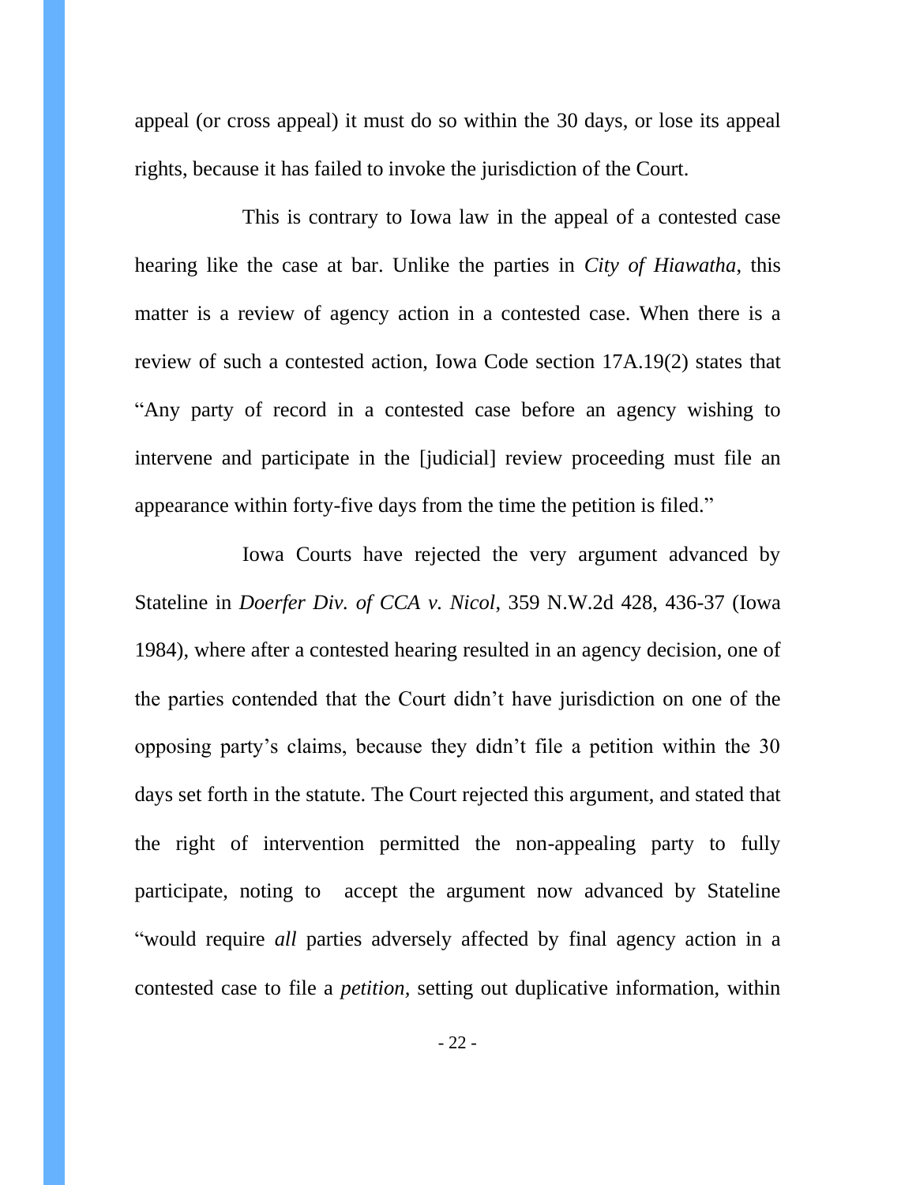appeal (or cross appeal) it must do so within the 30 days, or lose its appeal rights, because it has failed to invoke the jurisdiction of the Court.

This is contrary to Iowa law in the appeal of a contested case hearing like the case at bar. Unlike the parties in *City of Hiawatha*, this matter is a review of agency action in a contested case. When there is a review of such a contested action, Iowa Code section 17A.19(2) states that "Any party of record in a contested case before an agency wishing to intervene and participate in the [judicial] review proceeding must file an appearance within forty-five days from the time the petition is filed."

Iowa Courts have rejected the very argument advanced by Stateline in *Doerfer Div. of CCA v. Nicol*, 359 N.W.2d 428, 436-37 (Iowa 1984), where after a contested hearing resulted in an agency decision, one of the parties contended that the Court didn't have jurisdiction on one of the opposing party's claims, because they didn't file a petition within the 30 days set forth in the statute. The Court rejected this argument, and stated that the right of intervention permitted the non-appealing party to fully participate, noting to accept the argument now advanced by Stateline "would require *all* parties adversely affected by final agency action in a contested case to file a *petition*, setting out duplicative information, within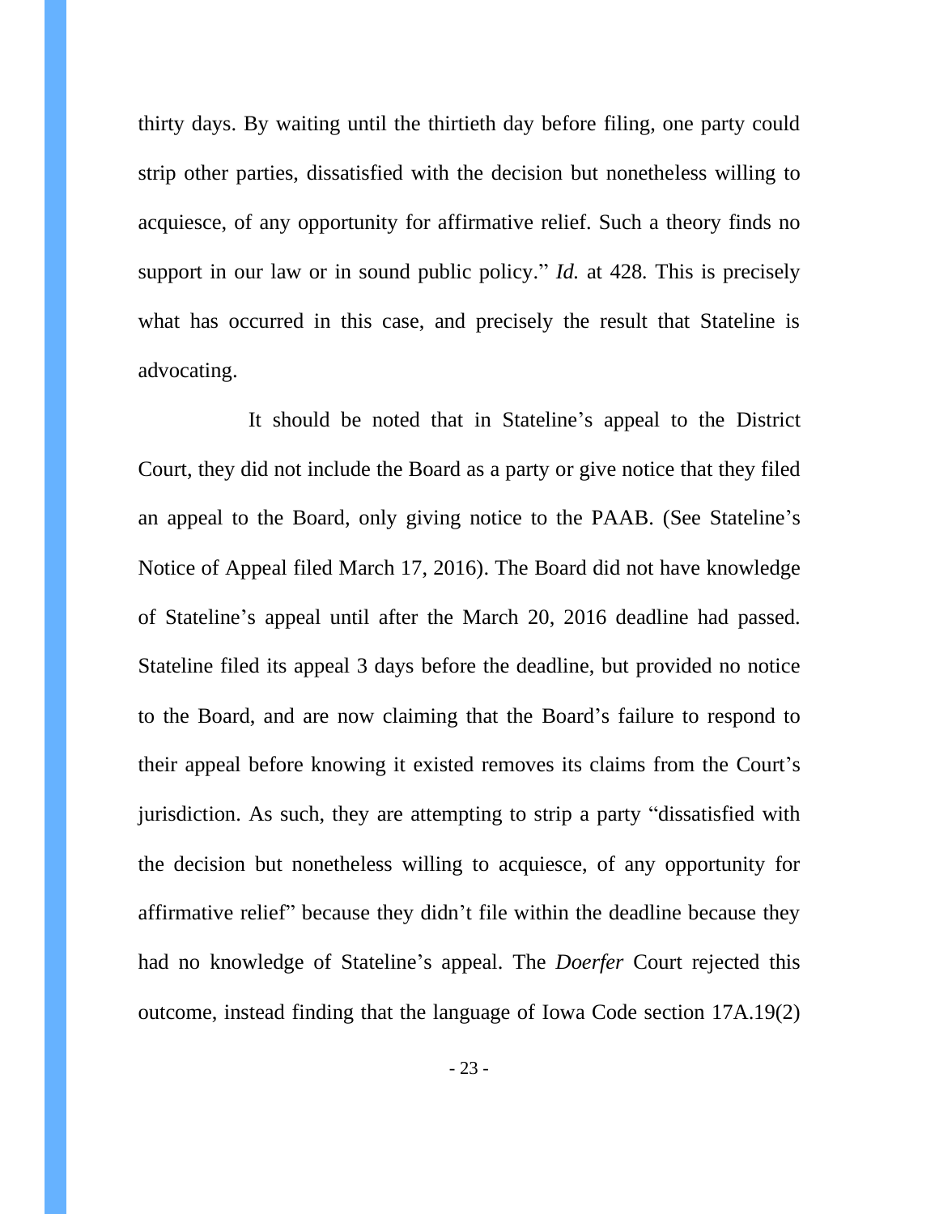thirty days. By waiting until the thirtieth day before filing, one party could strip other parties, dissatisfied with the decision but nonetheless willing to acquiesce, of any opportunity for affirmative relief. Such a theory finds no support in our law or in sound public policy." *Id.* at 428. This is precisely what has occurred in this case, and precisely the result that Stateline is advocating.

It should be noted that in Stateline's appeal to the District Court, they did not include the Board as a party or give notice that they filed an appeal to the Board, only giving notice to the PAAB. (See Stateline's Notice of Appeal filed March 17, 2016). The Board did not have knowledge of Stateline's appeal until after the March 20, 2016 deadline had passed. Stateline filed its appeal 3 days before the deadline, but provided no notice to the Board, and are now claiming that the Board's failure to respond to their appeal before knowing it existed removes its claims from the Court's jurisdiction. As such, they are attempting to strip a party "dissatisfied with the decision but nonetheless willing to acquiesce, of any opportunity for affirmative relief" because they didn't file within the deadline because they had no knowledge of Stateline's appeal. The *Doerfer* Court rejected this outcome, instead finding that the language of Iowa Code section 17A.19(2)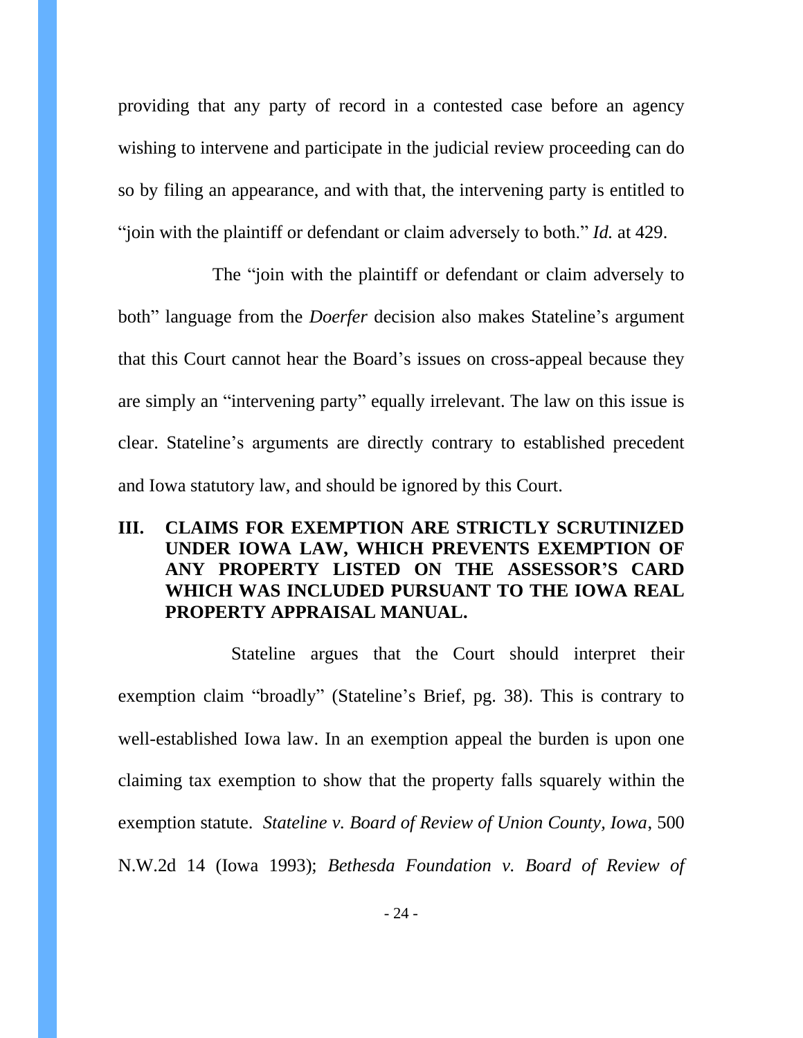providing that any party of record in a contested case before an agency wishing to intervene and participate in the judicial review proceeding can do so by filing an appearance, and with that, the intervening party is entitled to "join with the plaintiff or defendant or claim adversely to both." *Id.* at 429.

The "join with the plaintiff or defendant or claim adversely to both" language from the *Doerfer* decision also makes Stateline's argument that this Court cannot hear the Board's issues on cross-appeal because they are simply an "intervening party" equally irrelevant. The law on this issue is clear. Stateline's arguments are directly contrary to established precedent and Iowa statutory law, and should be ignored by this Court.

## III. CLAIMS FOR EXEMPTION ARE STRICTLY SCRUTINIZED UNDER IOWA LAW, WHICH PREVENTS EXEMPTION OF ANY PROPERTY LISTED ON THE ASSESSOR'S CARD WHICH WAS INCLUDED PURSUANT TO THE IOWA REAL PROPERTY APPRAISAL MANUAL.

Stateline argues that the Court should interpret their exemption claim "broadly" (Stateline's Brief, pg. 38). This is contrary to well-established Iowa law. In an exemption appeal the burden is upon one claiming tax exemption to show that the property falls squarely within the exemption statute. *Stateline v. Board of Review of Union County, Iowa*, 500 N.W.2d 14 (Iowa 1993); *Bethesda Foundation v. Board of Review of*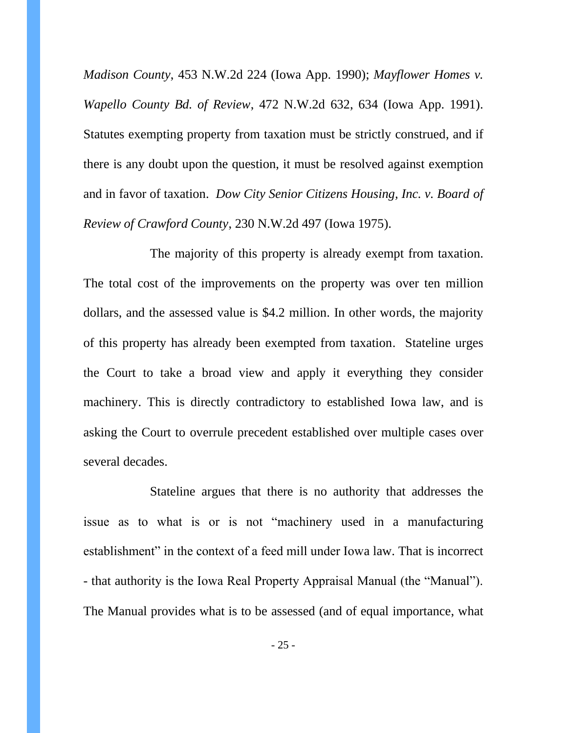*Madison County*, 453 N.W.2d 224 (Iowa App. 1990); *Mayflower Homes v. Wapello County Bd. of Review*, 472 N.W.2d 632, 634 (Iowa App. 1991). Statutes exempting property from taxation must be strictly construed, and if there is any doubt upon the question, it must be resolved against exemption and in favor of taxation. *Dow City Senior Citizens Housing, Inc. v. Board of Review of Crawford County*, 230 N.W.2d 497 (Iowa 1975).

The majority of this property is already exempt from taxation. The total cost of the improvements on the property was over ten million dollars, and the assessed value is $4.2 million. In other words, the majority of this property has already been exempted from taxation. Stateline urges the Court to take a broad view and apply it everything they consider machinery. This is directly contradictory to established Iowa law, and is asking the Court to overrule precedent established over multiple cases over several decades.

Stateline argues that there is no authority that addresses the issue as to what is or is not "machinery used in a manufacturing establishment" in the context of a feed mill under Iowa law. That is incorrect - that authority is the Iowa Real Property Appraisal Manual (the "Manual"). The Manual provides what is to be assessed (and of equal importance, what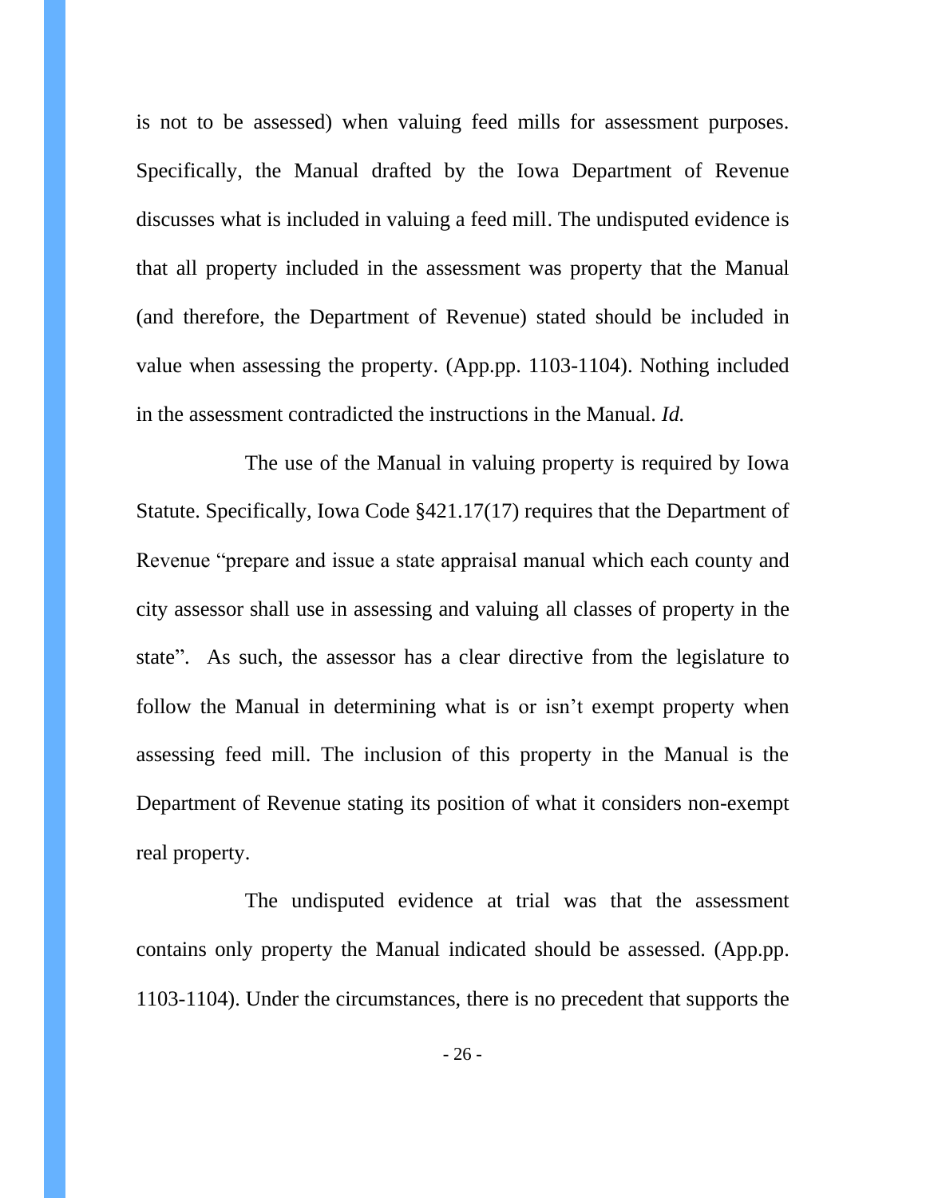is not to be assessed) when valuing feed mills for assessment purposes. Specifically, the Manual drafted by the Iowa Department of Revenue discusses what is included in valuing a feed mill. The undisputed evidence is that all property included in the assessment was property that the Manual (and therefore, the Department of Revenue) stated should be included in value when assessing the property. (App.pp. 1103-1104). Nothing included in the assessment contradicted the instructions in the Manual. *Id.*

The use of the Manual in valuing property is required by Iowa Statute. Specifically, Iowa Code §421.17(17) requires that the Department of Revenue "prepare and issue a state appraisal manual which each county and city assessor shall use in assessing and valuing all classes of property in the state". As such, the assessor has a clear directive from the legislature to follow the Manual in determining what is or isn't exempt property when assessing feed mill. The inclusion of this property in the Manual is the Department of Revenue stating its position of what it considers non-exempt real property.

The undisputed evidence at trial was that the assessment contains only property the Manual indicated should be assessed. (App.pp. 1103-1104). Under the circumstances, there is no precedent that supports the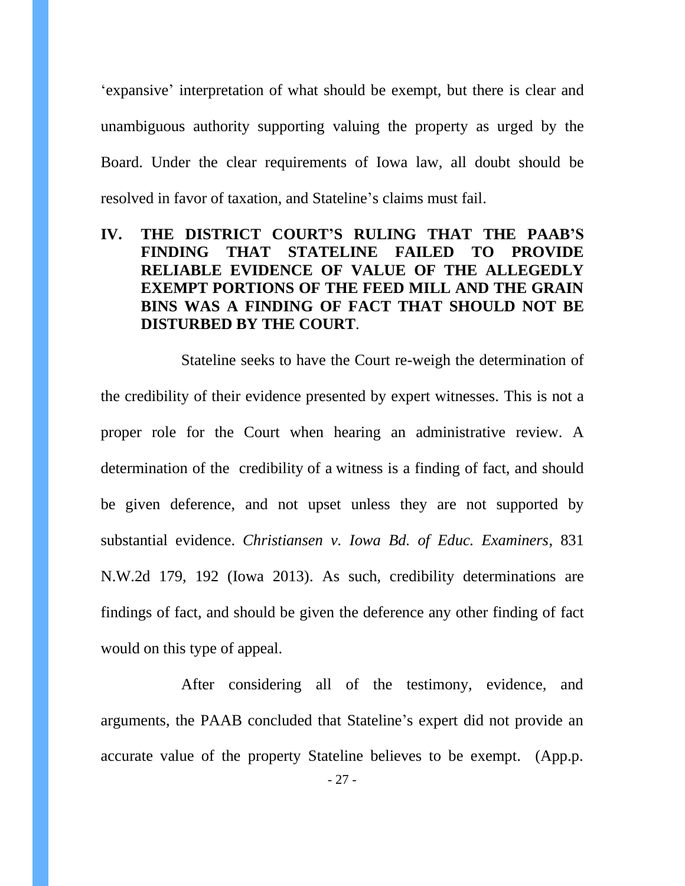'expansive' interpretation of what should be exempt, but there is clear and unambiguous authority supporting valuing the property as urged by the Board. Under the clear requirements of Iowa law, all doubt should be resolved in favor of taxation, and Stateline's claims must fail.

## IV. THE DISTRICT COURT'S RULING THAT THE PAAB'S FINDING THAT STATELINE FAILED TO PROVIDE RELIABLE EVIDENCE OF VALUE OF THE ALLEGEDLY EXEMPT PORTIONS OF THE FEED MILL AND THE GRAIN BINS WAS A FINDING OF FACT THAT SHOULD NOT BE DISTURBED BY THE COURT.

Stateline seeks to have the Court re-weigh the determination of the credibility of their evidence presented by expert witnesses. This is not a proper role for the Court when hearing an administrative review. A determination of the credibility of a witness is a finding of fact, and should be given deference, and not upset unless they are not supported by substantial evidence. *Christiansen v. Iowa Bd. of Educ. Examiners*, 831 N.W.2d 179, 192 (Iowa 2013). As such, credibility determinations are findings of fact, and should be given the deference any other finding of fact would on this type of appeal.

After considering all of the testimony, evidence, and arguments, the PAAB concluded that Stateline's expert did not provide an accurate value of the property Stateline believes to be exempt. (App.p.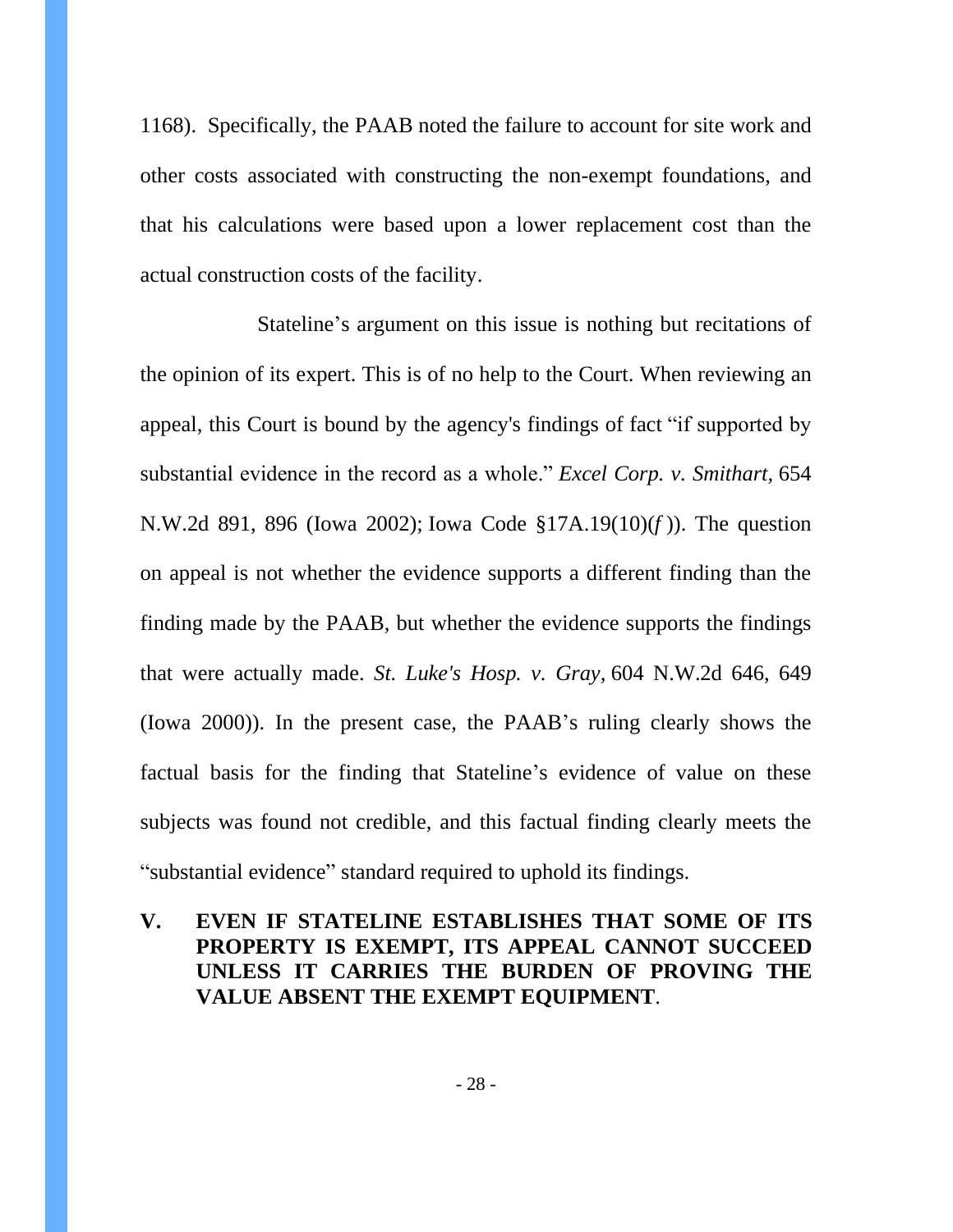1168). Specifically, the PAAB noted the failure to account for site work and other costs associated with constructing the non-exempt foundations, and that his calculations were based upon a lower replacement cost than the actual construction costs of the facility.

Stateline's argument on this issue is nothing but recitations of the opinion of its expert. This is of no help to the Court. When reviewing an appeal, this Court is bound by the agency's findings of fact "if supported by substantial evidence in the record as a whole." *Excel Corp. v. Smithart,* 654 N.W.2d 891, 896 (Iowa 2002); Iowa Code §17A.19(10)(*f* )). The question on appeal is not whether the evidence supports a different finding than the finding made by the PAAB, but whether the evidence supports the findings that were actually made. *St. Luke's Hosp. v. Gray,* 604 N.W.2d 646, 649 (Iowa 2000)). In the present case, the PAAB's ruling clearly shows the factual basis for the finding that Stateline's evidence of value on these subjects was found not credible, and this factual finding clearly meets the "substantial evidence" standard required to uphold its findings.

## V. EVEN IF STATELINE ESTABLISHES THAT SOME OF ITS PROPERTY IS EXEMPT, ITS APPEAL CANNOT SUCCEED UNLESS IT CARRIES THE BURDEN OF PROVING THE VALUE ABSENT THE EXEMPT EQUIPMENT.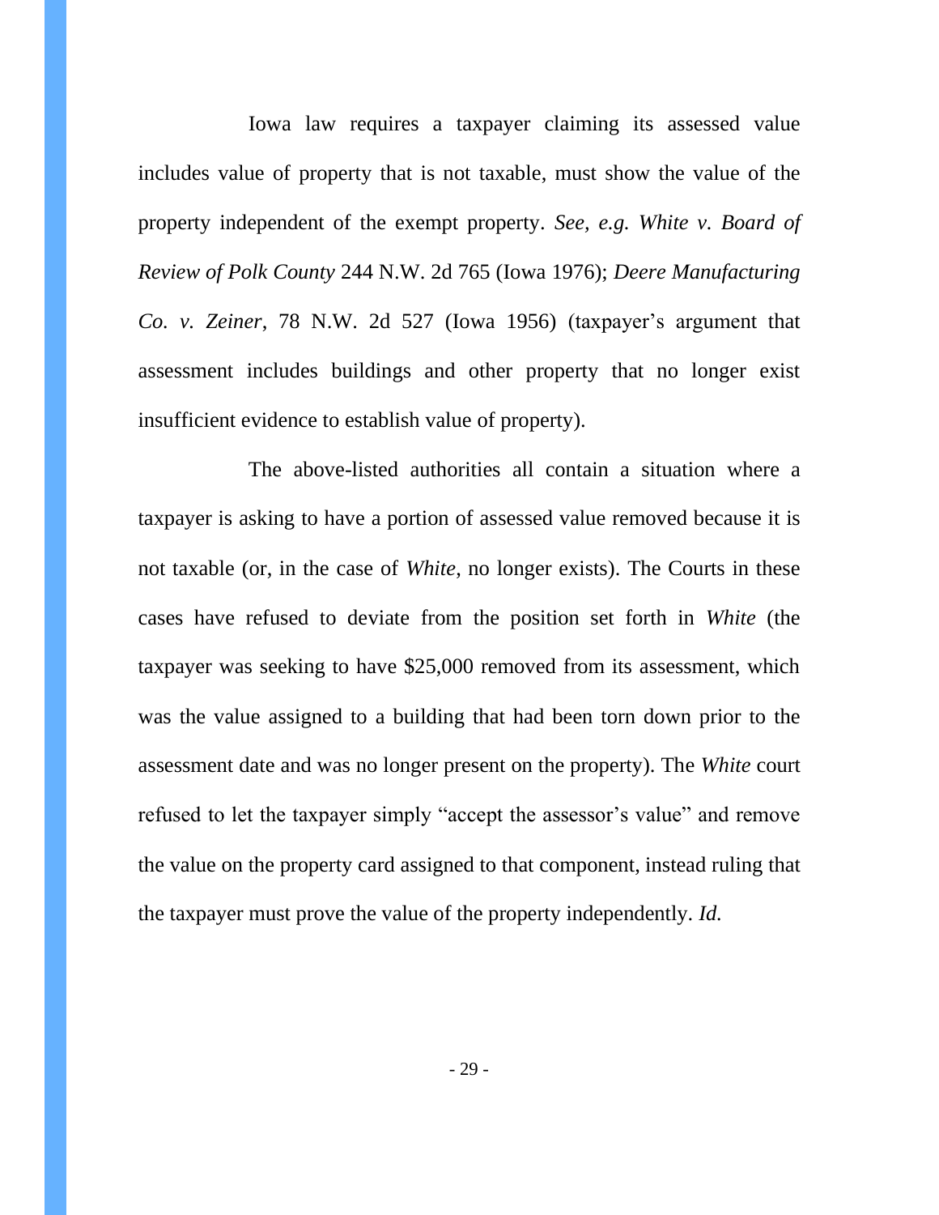Iowa law requires a taxpayer claiming its assessed value includes value of property that is not taxable, must show the value of the property independent of the exempt property. *See, e.g. White v. Board of Review of Polk County* 244 N.W. 2d 765 (Iowa 1976); *Deere Manufacturing Co. v. Zeiner*, 78 N.W. 2d 527 (Iowa 1956) (taxpayer's argument that assessment includes buildings and other property that no longer exist insufficient evidence to establish value of property).

The above-listed authorities all contain a situation where a taxpayer is asking to have a portion of assessed value removed because it is not taxable (or, in the case of *White,* no longer exists). The Courts in these cases have refused to deviate from the position set forth in *White* (the taxpayer was seeking to have $25,000 removed from its assessment, which was the value assigned to a building that had been torn down prior to the assessment date and was no longer present on the property). The *White* court refused to let the taxpayer simply "accept the assessor's value" and remove the value on the property card assigned to that component, instead ruling that the taxpayer must prove the value of the property independently. *Id.*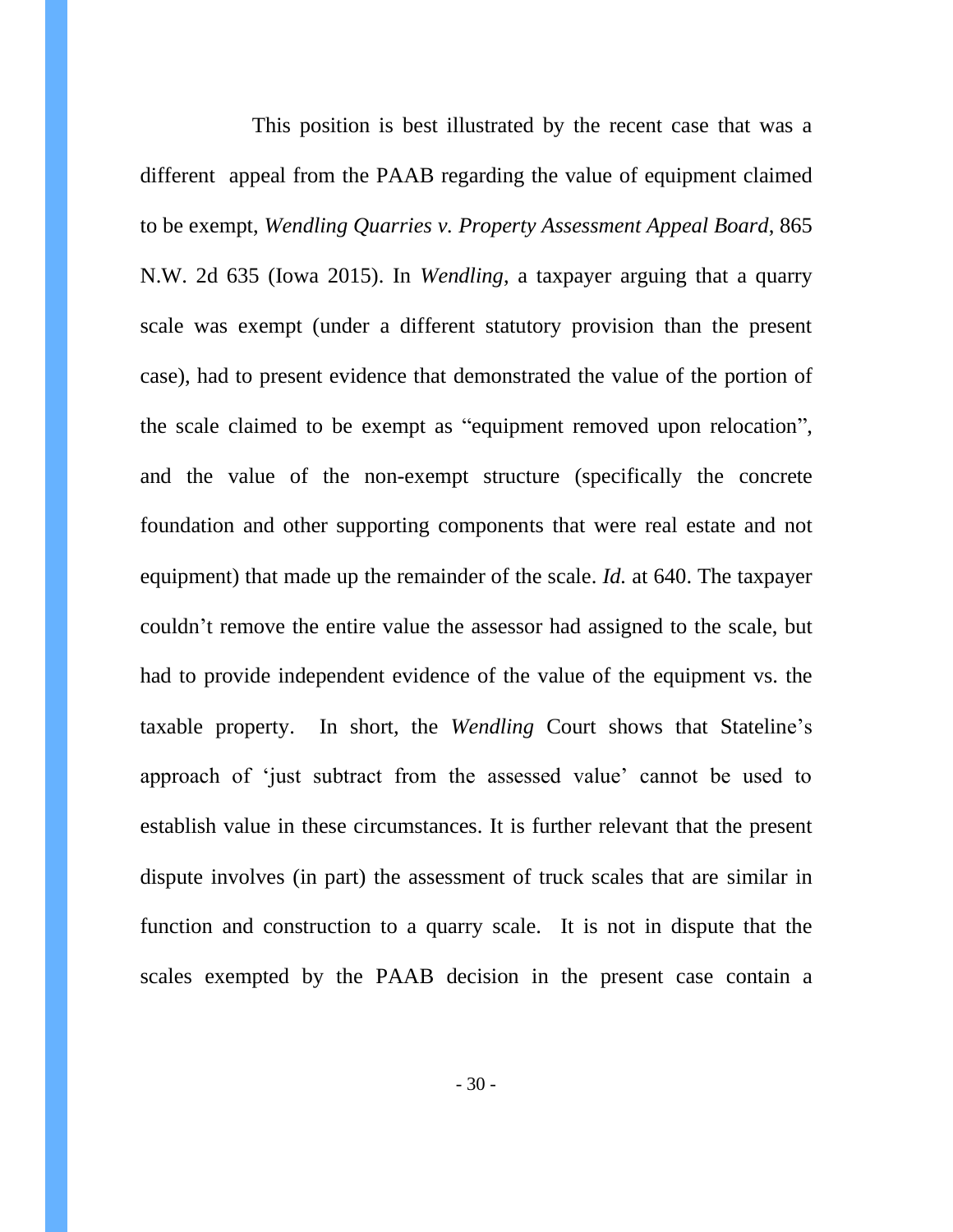This position is best illustrated by the recent case that was a different appeal from the PAAB regarding the value of equipment claimed to be exempt, *Wendling Quarries v. Property Assessment Appeal Board*, 865 N.W. 2d 635 (Iowa 2015). In *Wendling*, a taxpayer arguing that a quarry scale was exempt (under a different statutory provision than the present case), had to present evidence that demonstrated the value of the portion of the scale claimed to be exempt as "equipment removed upon relocation", and the value of the non-exempt structure (specifically the concrete foundation and other supporting components that were real estate and not equipment) that made up the remainder of the scale. *Id.* at 640. The taxpayer couldn't remove the entire value the assessor had assigned to the scale, but had to provide independent evidence of the value of the equipment vs. the taxable property. In short, the *Wendling* Court shows that Stateline's approach of 'just subtract from the assessed value' cannot be used to establish value in these circumstances. It is further relevant that the present dispute involves (in part) the assessment of truck scales that are similar in function and construction to a quarry scale. It is not in dispute that the scales exempted by the PAAB decision in the present case contain a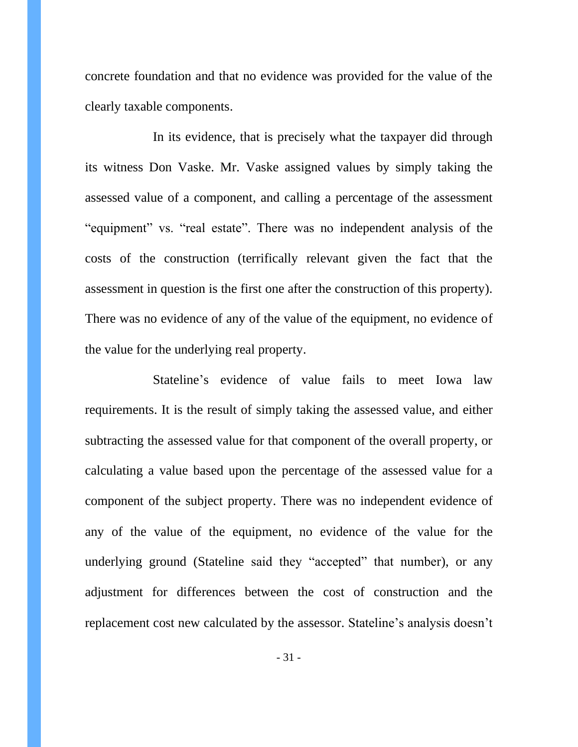concrete foundation and that no evidence was provided for the value of the clearly taxable components.

In its evidence, that is precisely what the taxpayer did through its witness Don Vaske. Mr. Vaske assigned values by simply taking the assessed value of a component, and calling a percentage of the assessment "equipment" vs. "real estate". There was no independent analysis of the costs of the construction (terrifically relevant given the fact that the assessment in question is the first one after the construction of this property). There was no evidence of any of the value of the equipment, no evidence of the value for the underlying real property.

Stateline's evidence of value fails to meet Iowa law requirements. It is the result of simply taking the assessed value, and either subtracting the assessed value for that component of the overall property, or calculating a value based upon the percentage of the assessed value for a component of the subject property. There was no independent evidence of any of the value of the equipment, no evidence of the value for the underlying ground (Stateline said they "accepted" that number), or any adjustment for differences between the cost of construction and the replacement cost new calculated by the assessor. Stateline's analysis doesn't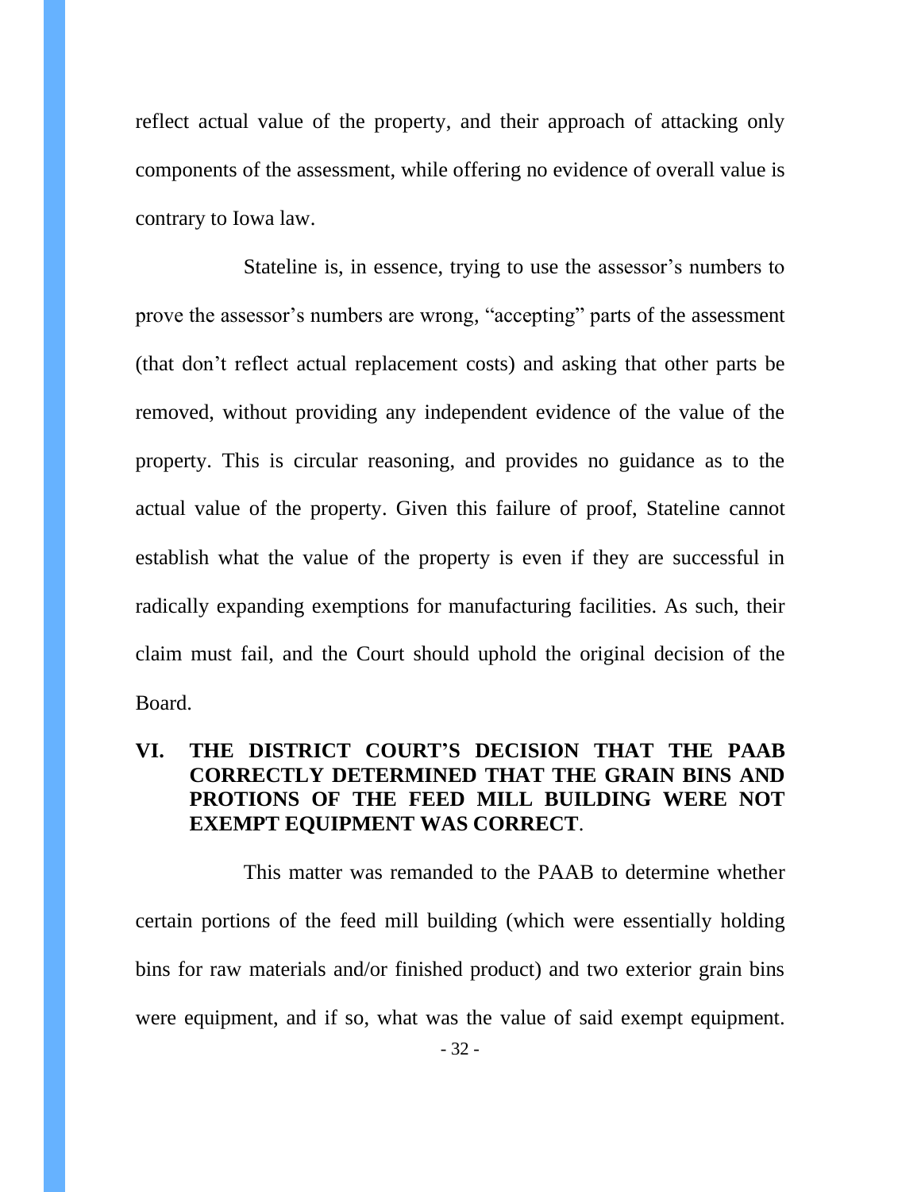reflect actual value of the property, and their approach of attacking only components of the assessment, while offering no evidence of overall value is contrary to Iowa law.

Stateline is, in essence, trying to use the assessor's numbers to prove the assessor's numbers are wrong, "accepting" parts of the assessment (that don't reflect actual replacement costs) and asking that other parts be removed, without providing any independent evidence of the value of the property. This is circular reasoning, and provides no guidance as to the actual value of the property. Given this failure of proof, Stateline cannot establish what the value of the property is even if they are successful in radically expanding exemptions for manufacturing facilities. As such, their claim must fail, and the Court should uphold the original decision of the Board.

## VI. THE DISTRICT COURT'S DECISION THAT THE PAAB CORRECTLY DETERMINED THAT THE GRAIN BINS AND PROTIONS OF THE FEED MILL BUILDING WERE NOT EXEMPT EQUIPMENT WAS CORRECT.

This matter was remanded to the PAAB to determine whether certain portions of the feed mill building (which were essentially holding bins for raw materials and/or finished product) and two exterior grain bins were equipment, and if so, what was the value of said exempt equipment.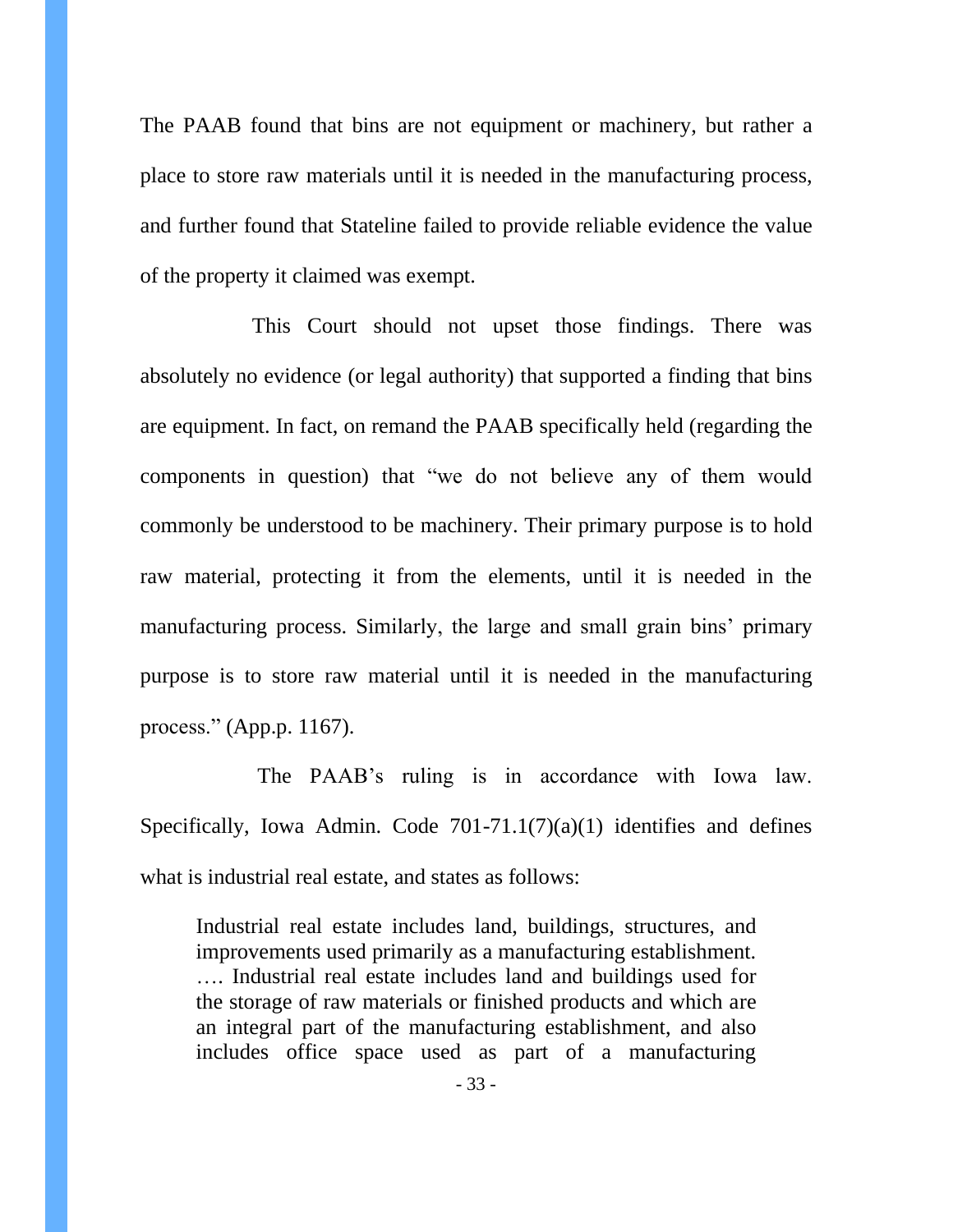The PAAB found that bins are not equipment or machinery, but rather a place to store raw materials until it is needed in the manufacturing process, and further found that Stateline failed to provide reliable evidence the value of the property it claimed was exempt.

This Court should not upset those findings. There was absolutely no evidence (or legal authority) that supported a finding that bins are equipment. In fact, on remand the PAAB specifically held (regarding the components in question) that "we do not believe any of them would commonly be understood to be machinery. Their primary purpose is to hold raw material, protecting it from the elements, until it is needed in the manufacturing process. Similarly, the large and small grain bins' primary purpose is to store raw material until it is needed in the manufacturing process." (App.p. 1167).

The PAAB's ruling is in accordance with Iowa law. Specifically, Iowa Admin. Code 701-71.1(7)(a)(1) identifies and defines what is industrial real estate, and states as follows:

> Industrial real estate includes land, buildings, structures, and improvements used primarily as a manufacturing establishment. …. Industrial real estate includes land and buildings used for the storage of raw materials or finished products and which are an integral part of the manufacturing establishment, and also includes office space used as part of a manufacturing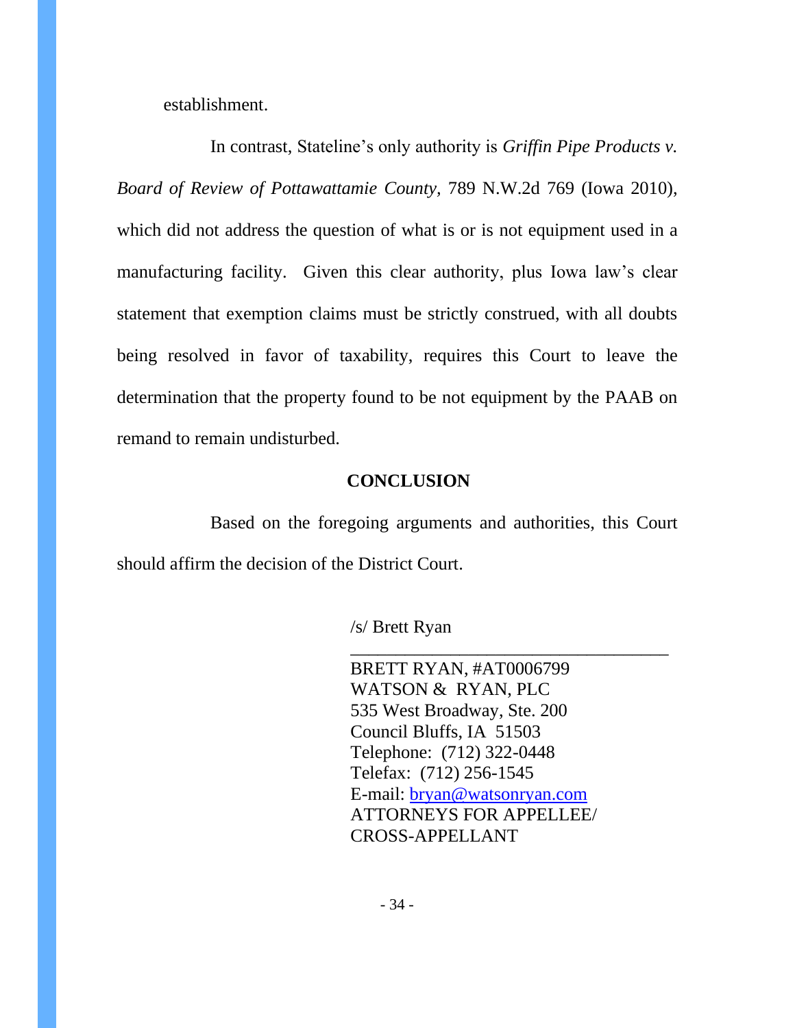establishment.

In contrast, Stateline's only authority is *Griffin Pipe Products v. Board of Review of Pottawattamie County*, 789 N.W.2d 769 (Iowa 2010), which did not address the question of what is or is not equipment used in a manufacturing facility. Given this clear authority, plus Iowa law's clear statement that exemption claims must be strictly construed, with all doubts being resolved in favor of taxability, requires this Court to leave the determination that the property found to be not equipment by the PAAB on remand to remain undisturbed.

## CONCLUSION

Based on the foregoing arguments and authorities, this Court should affirm the decision of the District Court.

/s/ Brett Ryan

BRETT RYAN, #AT0006799
WATSON & RYAN, PLC
535 West Broadway, Ste. 200
Council Bluffs, IA 51503
Telephone: (712) 322-0448
Telefax: (712) 256-1545
E-mail: bryan@watsonryan.com
ATTORNEYS FOR APPELLEE/
CROSS-APPELLANT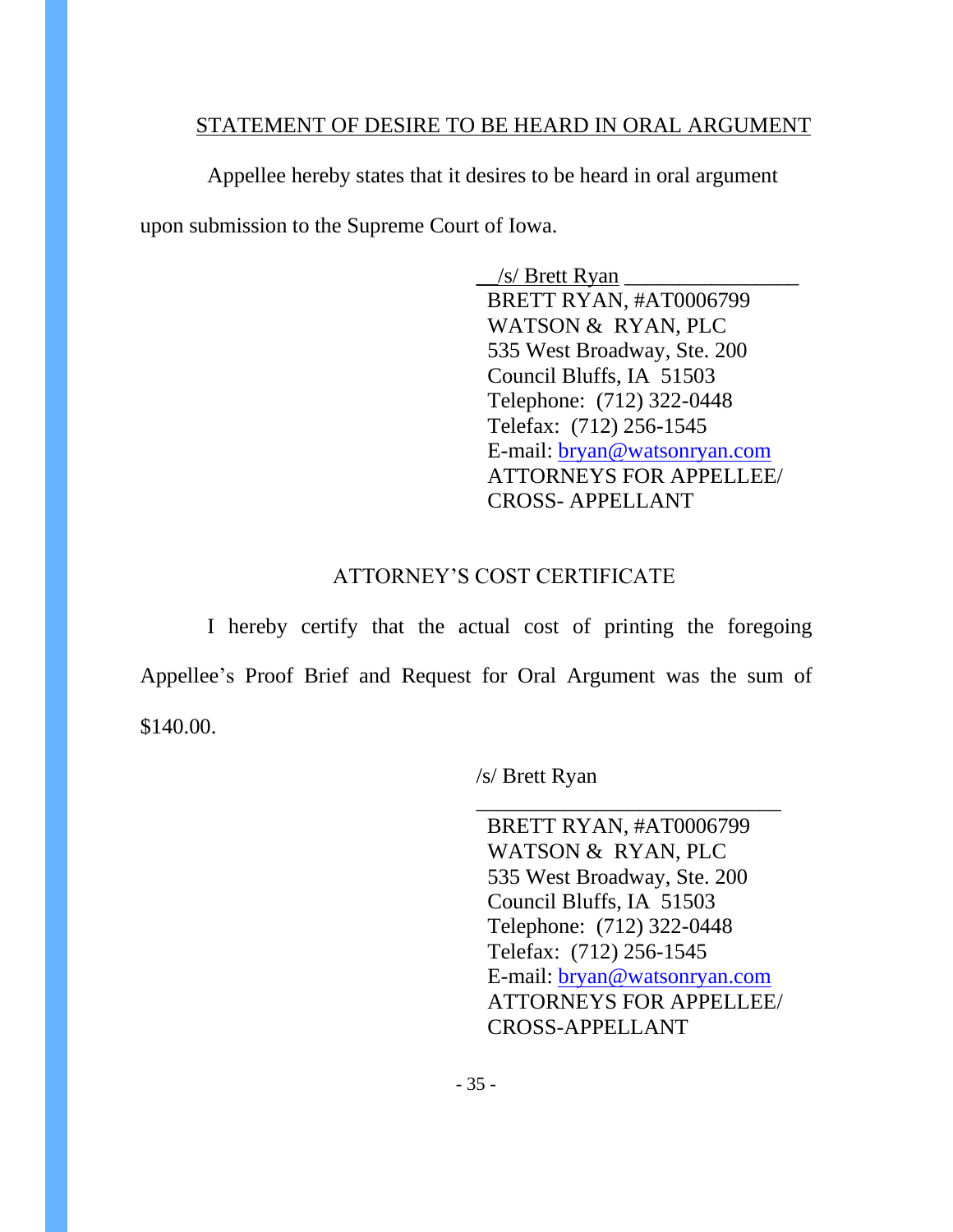## STATEMENT OF DESIRE TO BE HEARD IN ORAL ARGUMENT

Appellee hereby states that it desires to be heard in oral argument upon submission to the Supreme Court of Iowa.

/s/ Brett Ryan
BRETT RYAN, #AT0006799
WATSON & RYAN, PLC
535 West Broadway, Ste. 200
Council Bluffs, IA 51503
Telephone: (712) 322-0448
Telefax: (712) 256-1545
E-mail: bryan@watsonryan.com
ATTORNEYS FOR APPELLEE/
CROSS- APPELLANT

## ATTORNEY'S COST CERTIFICATE

I hereby certify that the actual cost of printing the foregoing Appellee's Proof Brief and Request for Oral Argument was the sum of $140.00.

/s/ Brett Ryan
BRETT RYAN, #AT0006799
WATSON & RYAN, PLC
535 West Broadway, Ste. 200
Council Bluffs, IA 51503
Telephone: (712) 322-0448
Telefax: (712) 256-1545
E-mail: bryan@watsonryan.com
ATTORNEYS FOR APPELLEE/
CROSS-APPELLANT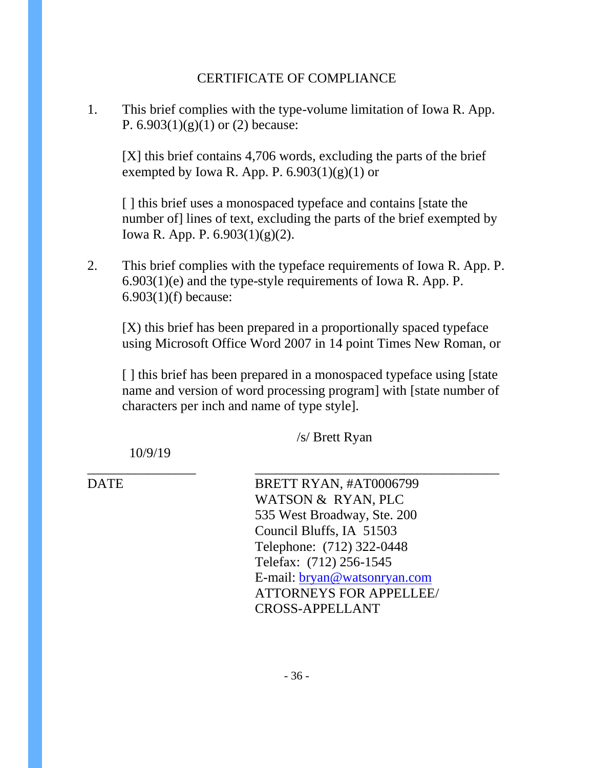## CERTIFICATE OF COMPLIANCE

1. This brief complies with the type-volume limitation of Iowa R. App. P. 6.903(1)(g)(1) or (2) because:

   [X] this brief contains 4,706 words, excluding the parts of the brief exempted by Iowa R. App. P. 6.903(1)(g)(1) or

   [ ] this brief uses a monospaced typeface and contains [state the number of] lines of text, excluding the parts of the brief exempted by Iowa R. App. P. 6.903(1)(g)(2).

2. This brief complies with the typeface requirements of Iowa R. App. P. 6.903(1)(e) and the type-style requirements of Iowa R. App. P. 6.903(1)(f) because:

   [X) this brief has been prepared in a proportionally spaced typeface using Microsoft Office Word 2007 in 14 point Times New Roman, or

   [ ] this brief has been prepared in a monospaced typeface using [state name and version of word processing program] with [state number of characters per inch and name of type style].

/s/ Brett Ryan

10/9/19

________________ ____________________________________

DATE

BRETT RYAN, #AT0006799
WATSON & RYAN, PLC
535 West Broadway, Ste. 200
Council Bluffs, IA 51503
Telephone: (712) 322-0448
Telefax: (712) 256-1545
E-mail: bryan@watsonryan.com
ATTORNEYS FOR APPELLEE/
CROSS-APPELLANT